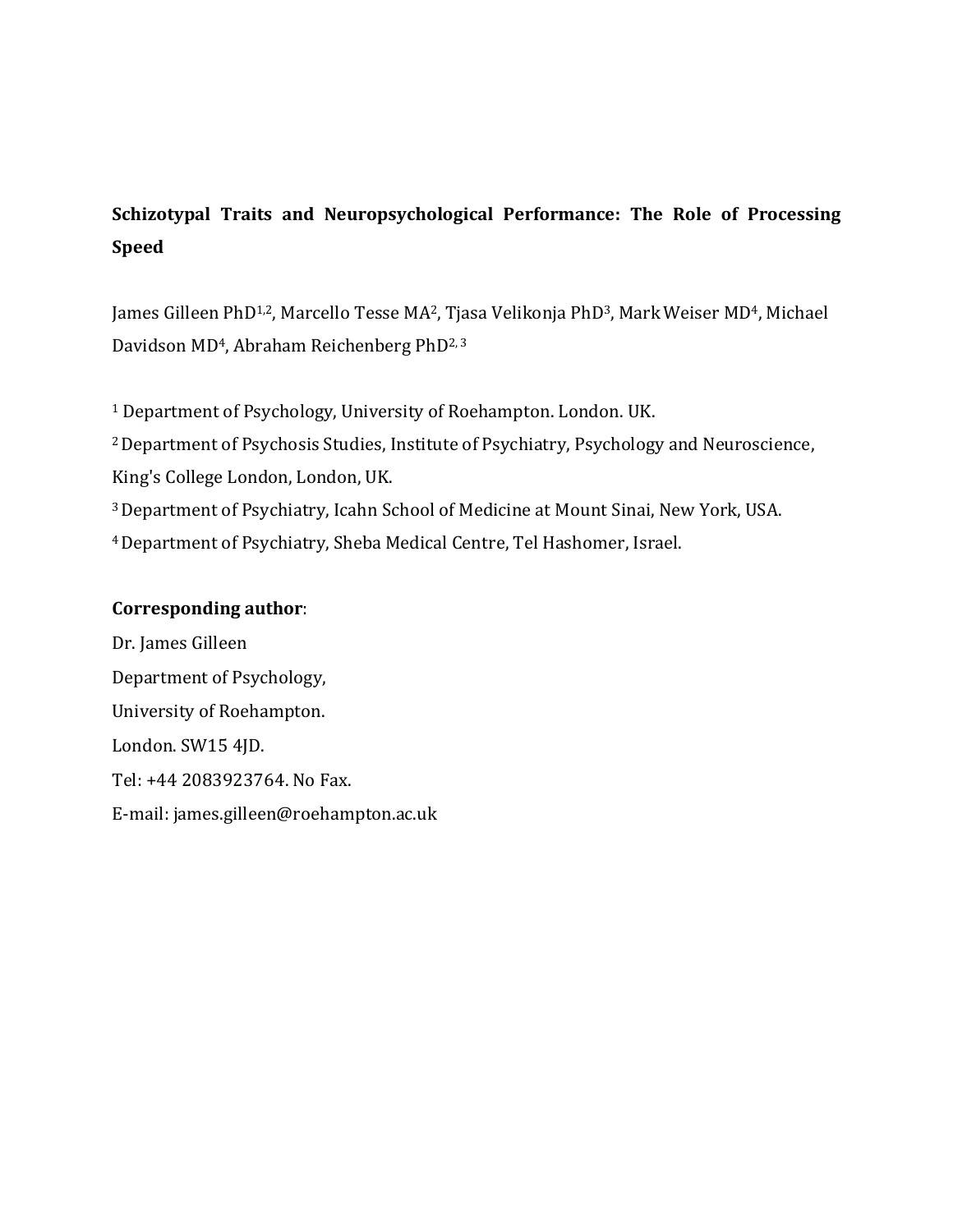# Schizotypal Traits and Neuropsychological Performance: The Role of Processing Speed

James Gilleen PhD[1,2], Marcello Tesse MA[2], Tjasa Velikonja PhD[3], Mark Weiser MD[4], Michael Davidson MD[4], Abraham Reichenberg PhD[2, 3]

[1] Department of Psychology, University of Roehampton. London. UK.

[2] Department of Psychosis Studies, Institute of Psychiatry, Psychology and Neuroscience, King's College London, London, UK.

[3] Department of Psychiatry, Icahn School of Medicine at Mount Sinai, New York, USA.

[4] Department of Psychiatry, Sheba Medical Centre, Tel Hashomer, Israel.

**Corresponding author**:

Dr. James Gilleen

Department of Psychology,

University of Roehampton.

London. SW15 4JD.

Tel: +44 2083923764. No Fax.

E-mail: james.gilleen@roehampton.ac.uk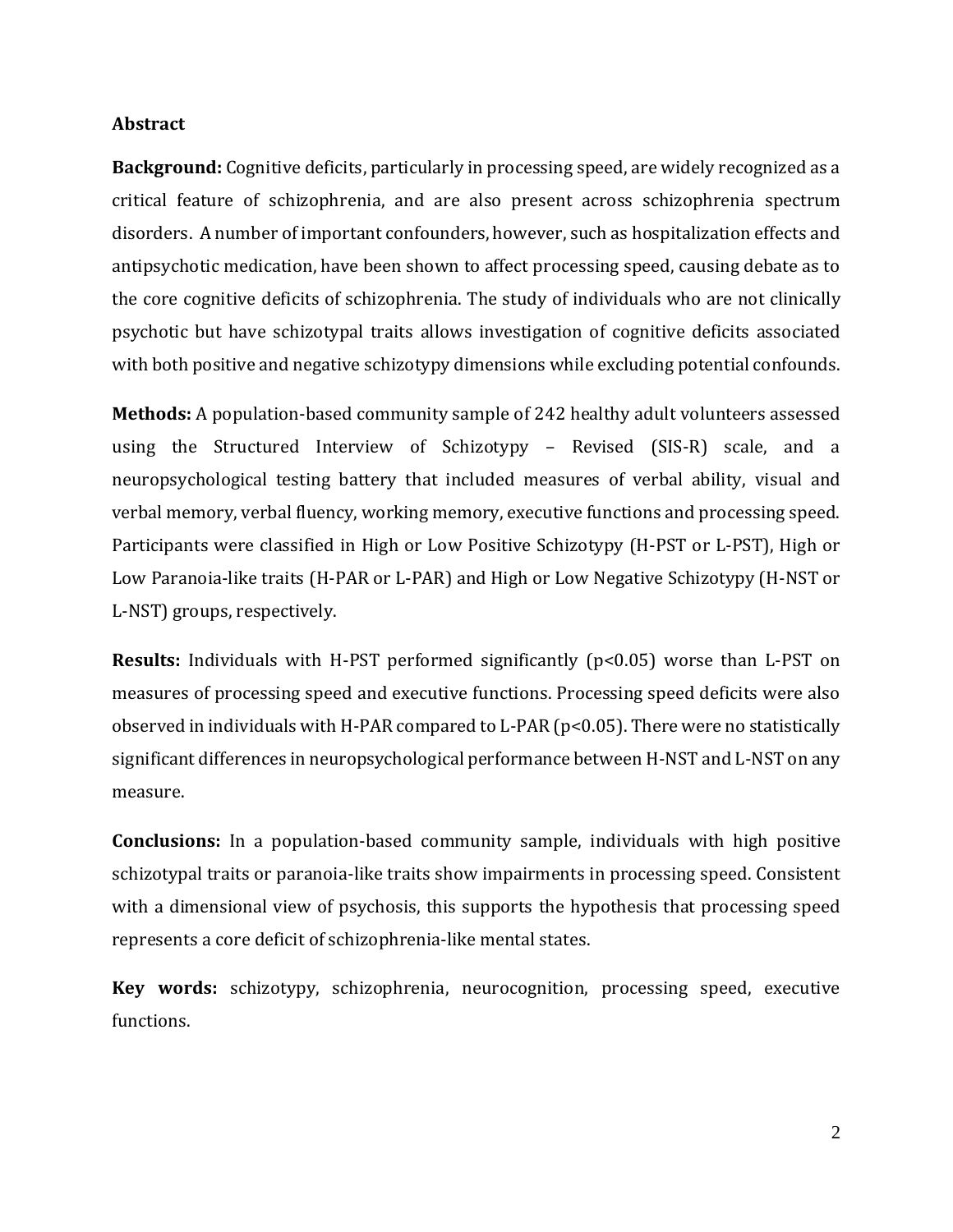## Abstract

**Background:** Cognitive deficits, particularly in processing speed, are widely recognized as a critical feature of schizophrenia, and are also present across schizophrenia spectrum disorders. A number of important confounders, however, such as hospitalization effects and antipsychotic medication, have been shown to affect processing speed, causing debate as to the core cognitive deficits of schizophrenia. The study of individuals who are not clinically psychotic but have schizotypal traits allows investigation of cognitive deficits associated with both positive and negative schizotypy dimensions while excluding potential confounds.

**Methods:** A population-based community sample of 242 healthy adult volunteers assessed using the Structured Interview of Schizotypy – Revised (SIS-R) scale, and a neuropsychological testing battery that included measures of verbal ability, visual and verbal memory, verbal fluency, working memory, executive functions and processing speed. Participants were classified in High or Low Positive Schizotypy (H-PST or L-PST), High or Low Paranoia-like traits (H-PAR or L-PAR) and High or Low Negative Schizotypy (H-NST or L-NST) groups, respectively.

**Results:** Individuals with H-PST performed significantly ($p<0.05$) worse than L-PST on measures of processing speed and executive functions. Processing speed deficits were also observed in individuals with H-PAR compared to L-PAR ($p<0.05$). There were no statistically significant differences in neuropsychological performance between H-NST and L-NST on any measure.

**Conclusions:** In a population-based community sample, individuals with high positive schizotypal traits or paranoia-like traits show impairments in processing speed. Consistent with a dimensional view of psychosis, this supports the hypothesis that processing speed represents a core deficit of schizophrenia-like mental states.

**Key words:** schizotypy, schizophrenia, neurocognition, processing speed, executive functions.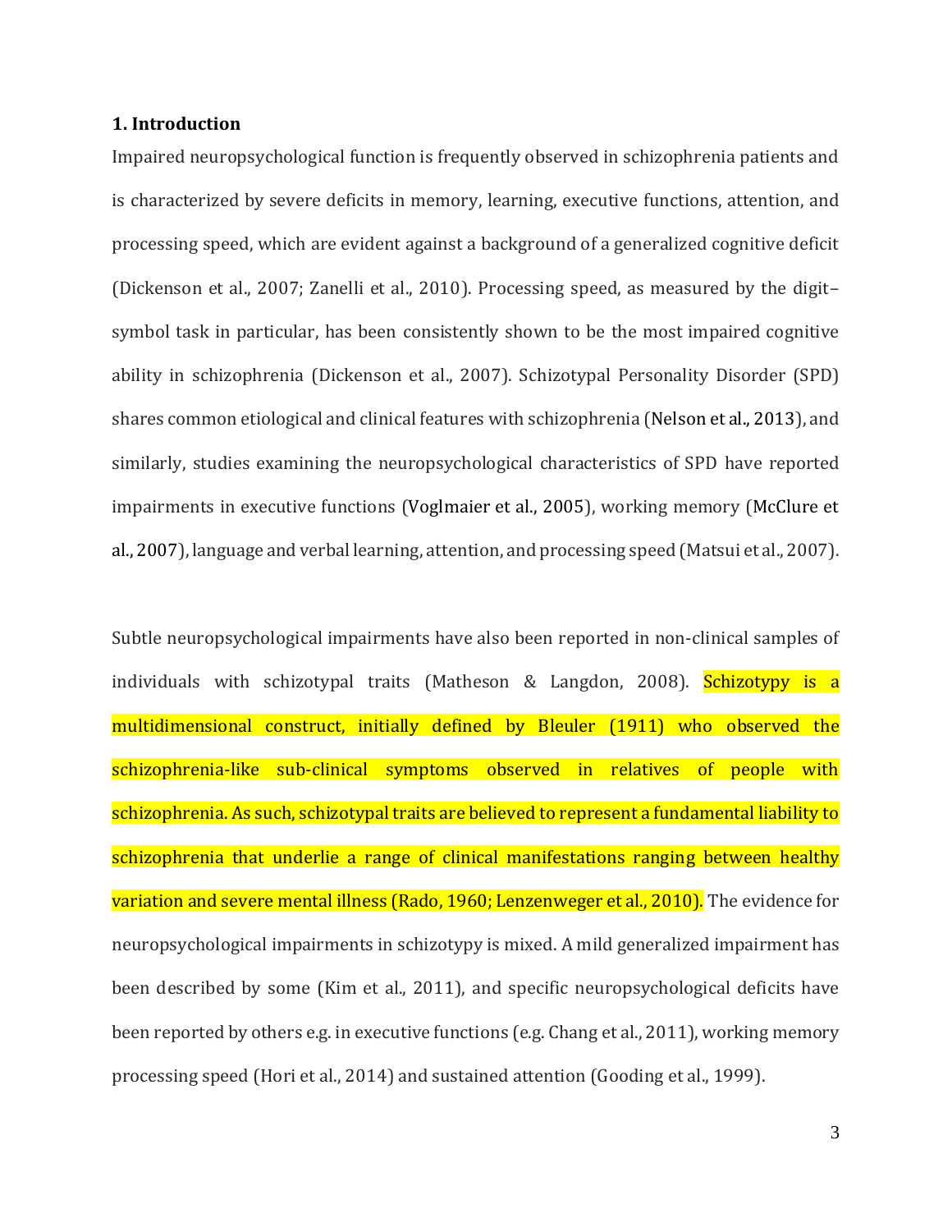## 1. Introduction

Impaired neuropsychological function is frequently observed in schizophrenia patients and is characterized by severe deficits in memory, learning, executive functions, attention, and processing speed, which are evident against a background of a generalized cognitive deficit (Dickenson et al., 2007; Zanelli et al., 2010). Processing speed, as measured by the digit–symbol task in particular, has been consistently shown to be the most impaired cognitive ability in schizophrenia (Dickenson et al., 2007). Schizotypal Personality Disorder (SPD) shares common etiological and clinical features with schizophrenia (Nelson et al., 2013), and similarly, studies examining the neuropsychological characteristics of SPD have reported impairments in executive functions (Voglmaier et al., 2005), working memory (McClure et al., 2007), language and verbal learning, attention, and processing speed (Matsui et al., 2007).

Subtle neuropsychological impairments have also been reported in non-clinical samples of individuals with schizotypal traits (Matheson & Langdon, 2008). Schizotypy is a multidimensional construct, initially defined by Bleuler (1911) who observed the schizophrenia-like sub-clinical symptoms observed in relatives of people with schizophrenia. As such, schizotypal traits are believed to represent a fundamental liability to schizophrenia that underlie a range of clinical manifestations ranging between healthy variation and severe mental illness (Rado, 1960; Lenzenweger et al., 2010). The evidence for neuropsychological impairments in schizotypy is mixed. A mild generalized impairment has been described by some (Kim et al., 2011), and specific neuropsychological deficits have been reported by others e.g. in executive functions (e.g. Chang et al., 2011), working memory processing speed (Hori et al., 2014) and sustained attention (Gooding et al., 1999).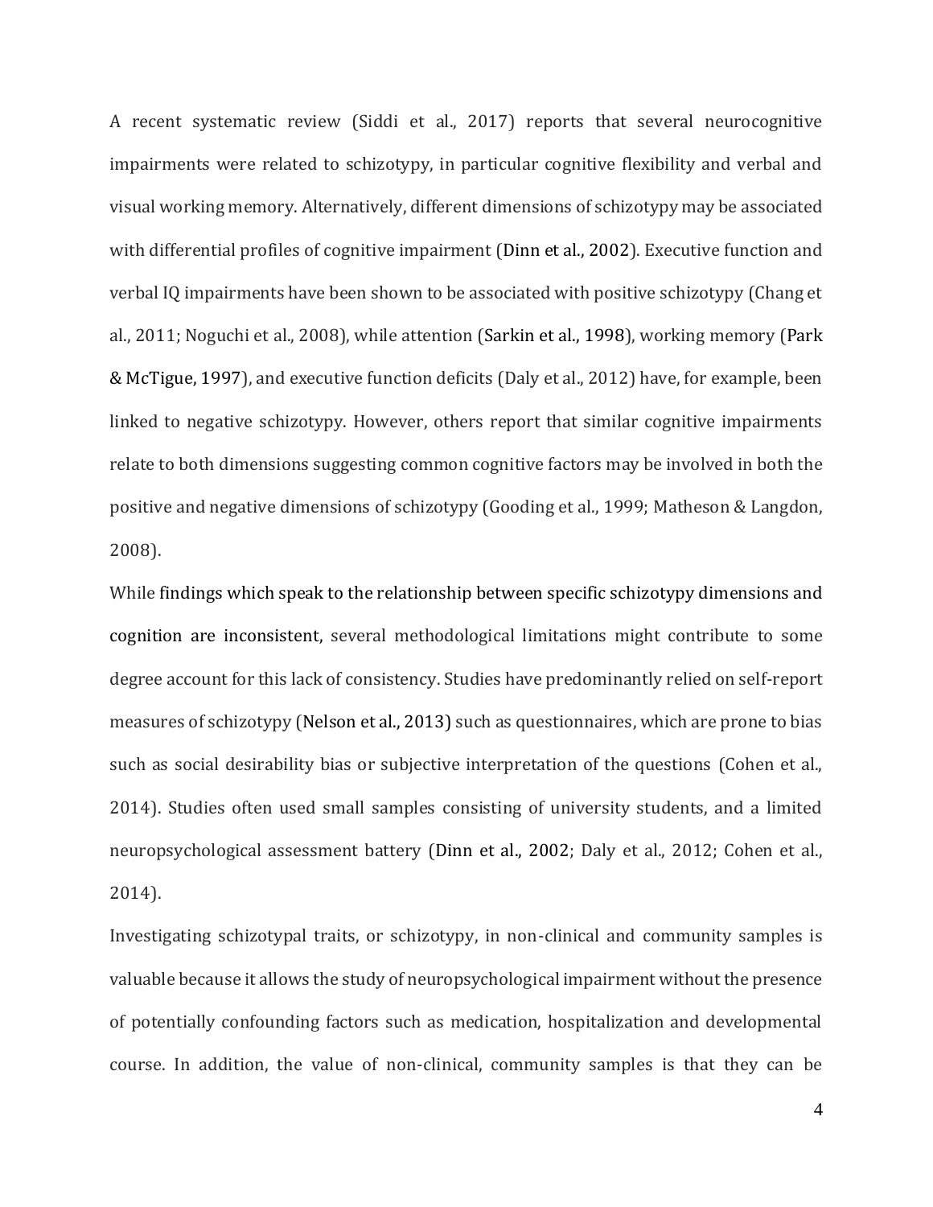A recent systematic review (Siddi et al., 2017) reports that several neurocognitive impairments were related to schizotypy, in particular cognitive flexibility and verbal and visual working memory. Alternatively, different dimensions of schizotypy may be associated with differential profiles of cognitive impairment (Dinn et al., 2002). Executive function and verbal IQ impairments have been shown to be associated with positive schizotypy (Chang et al., 2011; Noguchi et al., 2008), while attention (Sarkin et al., 1998), working memory (Park & McTigue, 1997), and executive function deficits (Daly et al., 2012) have, for example, been linked to negative schizotypy. However, others report that similar cognitive impairments relate to both dimensions suggesting common cognitive factors may be involved in both the positive and negative dimensions of schizotypy (Gooding et al., 1999; Matheson & Langdon, 2008).

While findings which speak to the relationship between specific schizotypy dimensions and cognition are inconsistent, several methodological limitations might contribute to some degree account for this lack of consistency. Studies have predominantly relied on self-report measures of schizotypy (Nelson et al., 2013) such as questionnaires, which are prone to bias such as social desirability bias or subjective interpretation of the questions (Cohen et al., 2014). Studies often used small samples consisting of university students, and a limited neuropsychological assessment battery (Dinn et al., 2002; Daly et al., 2012; Cohen et al., 2014).

Investigating schizotypal traits, or schizotypy, in non-clinical and community samples is valuable because it allows the study of neuropsychological impairment without the presence of potentially confounding factors such as medication, hospitalization and developmental course. In addition, the value of non-clinical, community samples is that they can be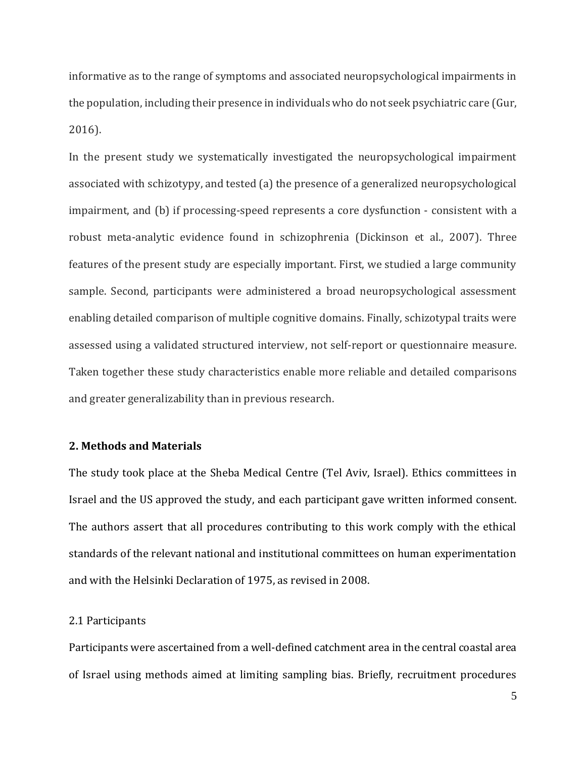informative as to the range of symptoms and associated neuropsychological impairments in the population, including their presence in individuals who do not seek psychiatric care (Gur, 2016).

In the present study we systematically investigated the neuropsychological impairment associated with schizotypy, and tested (a) the presence of a generalized neuropsychological impairment, and (b) if processing-speed represents a core dysfunction - consistent with a robust meta-analytic evidence found in schizophrenia (Dickinson et al., 2007). Three features of the present study are especially important. First, we studied a large community sample. Second, participants were administered a broad neuropsychological assessment enabling detailed comparison of multiple cognitive domains. Finally, schizotypal traits were assessed using a validated structured interview, not self-report or questionnaire measure. Taken together these study characteristics enable more reliable and detailed comparisons and greater generalizability than in previous research.

## 2. Methods and Materials

The study took place at the Sheba Medical Centre (Tel Aviv, Israel). Ethics committees in Israel and the US approved the study, and each participant gave written informed consent. The authors assert that all procedures contributing to this work comply with the ethical standards of the relevant national and institutional committees on human experimentation and with the Helsinki Declaration of 1975, as revised in 2008.

### 2.1 Participants

Participants were ascertained from a well-defined catchment area in the central coastal area of Israel using methods aimed at limiting sampling bias. Briefly, recruitment procedures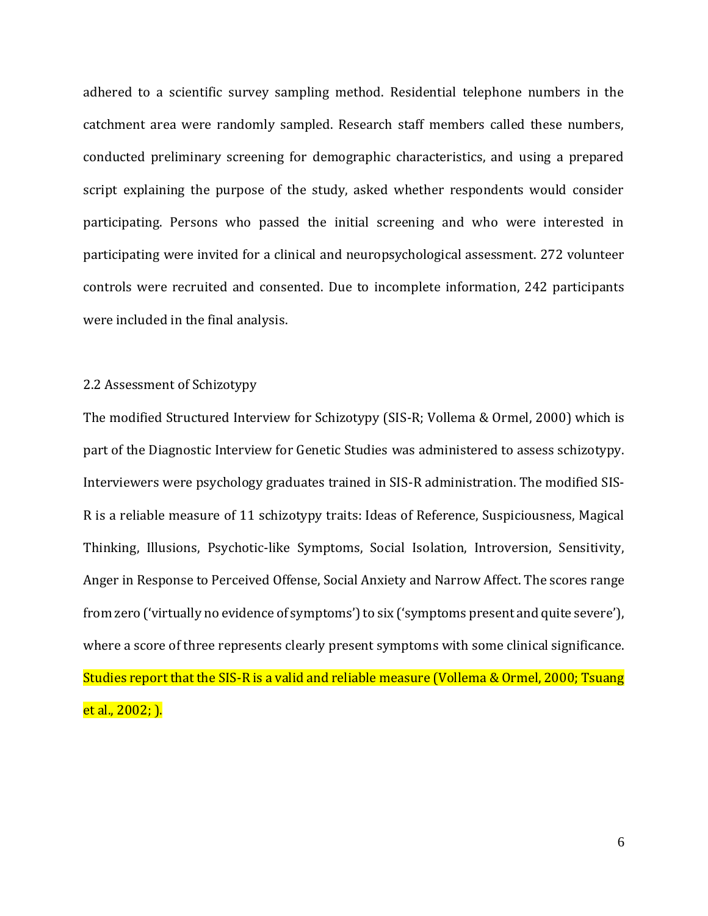adhered to a scientific survey sampling method. Residential telephone numbers in the catchment area were randomly sampled. Research staff members called these numbers, conducted preliminary screening for demographic characteristics, and using a prepared script explaining the purpose of the study, asked whether respondents would consider participating. Persons who passed the initial screening and who were interested in participating were invited for a clinical and neuropsychological assessment. 272 volunteer controls were recruited and consented. Due to incomplete information, 242 participants were included in the final analysis.

### 2.2 Assessment of Schizotypy

The modified Structured Interview for Schizotypy (SIS-R; Vollema & Ormel, 2000) which is part of the Diagnostic Interview for Genetic Studies was administered to assess schizotypy. Interviewers were psychology graduates trained in SIS-R administration. The modified SIS-R is a reliable measure of 11 schizotypy traits: Ideas of Reference, Suspiciousness, Magical Thinking, Illusions, Psychotic-like Symptoms, Social Isolation, Introversion, Sensitivity, Anger in Response to Perceived Offense, Social Anxiety and Narrow Affect. The scores range from zero ('virtually no evidence of symptoms') to six ('symptoms present and quite severe'), where a score of three represents clearly present symptoms with some clinical significance. Studies report that the SIS-R is a valid and reliable measure (Vollema & Ormel, 2000; Tsuang et al., 2002; ).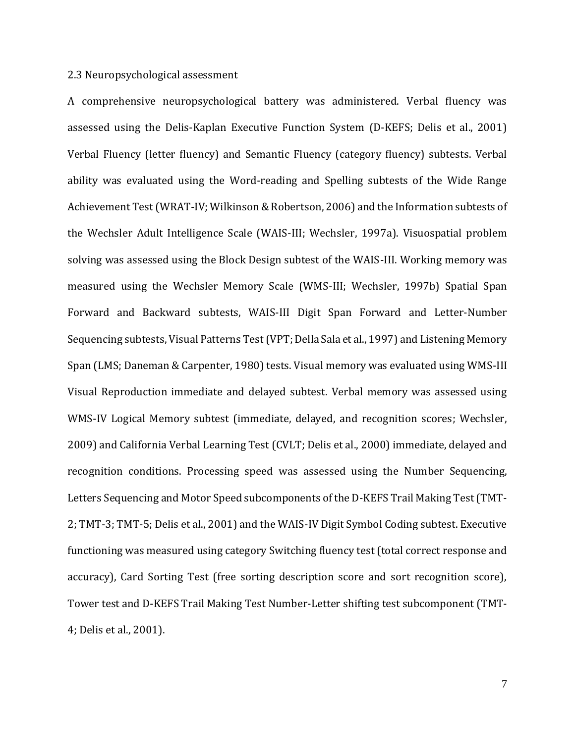### 2.3 Neuropsychological assessment

A comprehensive neuropsychological battery was administered. Verbal fluency was assessed using the Delis-Kaplan Executive Function System (D-KEFS; Delis et al., 2001) Verbal Fluency (letter fluency) and Semantic Fluency (category fluency) subtests. Verbal ability was evaluated using the Word-reading and Spelling subtests of the Wide Range Achievement Test (WRAT-IV; Wilkinson & Robertson, 2006) and the Information subtests of the Wechsler Adult Intelligence Scale (WAIS-III; Wechsler, 1997a). Visuospatial problem solving was assessed using the Block Design subtest of the WAIS-III. Working memory was measured using the Wechsler Memory Scale (WMS-III; Wechsler, 1997b) Spatial Span Forward and Backward subtests, WAIS-III Digit Span Forward and Letter-Number Sequencing subtests, Visual Patterns Test (VPT; Della Sala et al., 1997) and Listening Memory Span (LMS; Daneman & Carpenter, 1980) tests. Visual memory was evaluated using WMS-III Visual Reproduction immediate and delayed subtest. Verbal memory was assessed using WMS-IV Logical Memory subtest (immediate, delayed, and recognition scores; Wechsler, 2009) and California Verbal Learning Test (CVLT; Delis et al., 2000) immediate, delayed and recognition conditions. Processing speed was assessed using the Number Sequencing, Letters Sequencing and Motor Speed subcomponents of the D-KEFS Trail Making Test (TMT-2; TMT-3; TMT-5; Delis et al., 2001) and the WAIS-IV Digit Symbol Coding subtest. Executive functioning was measured using category Switching fluency test (total correct response and accuracy), Card Sorting Test (free sorting description score and sort recognition score), Tower test and D-KEFS Trail Making Test Number-Letter shifting test subcomponent (TMT-4; Delis et al., 2001).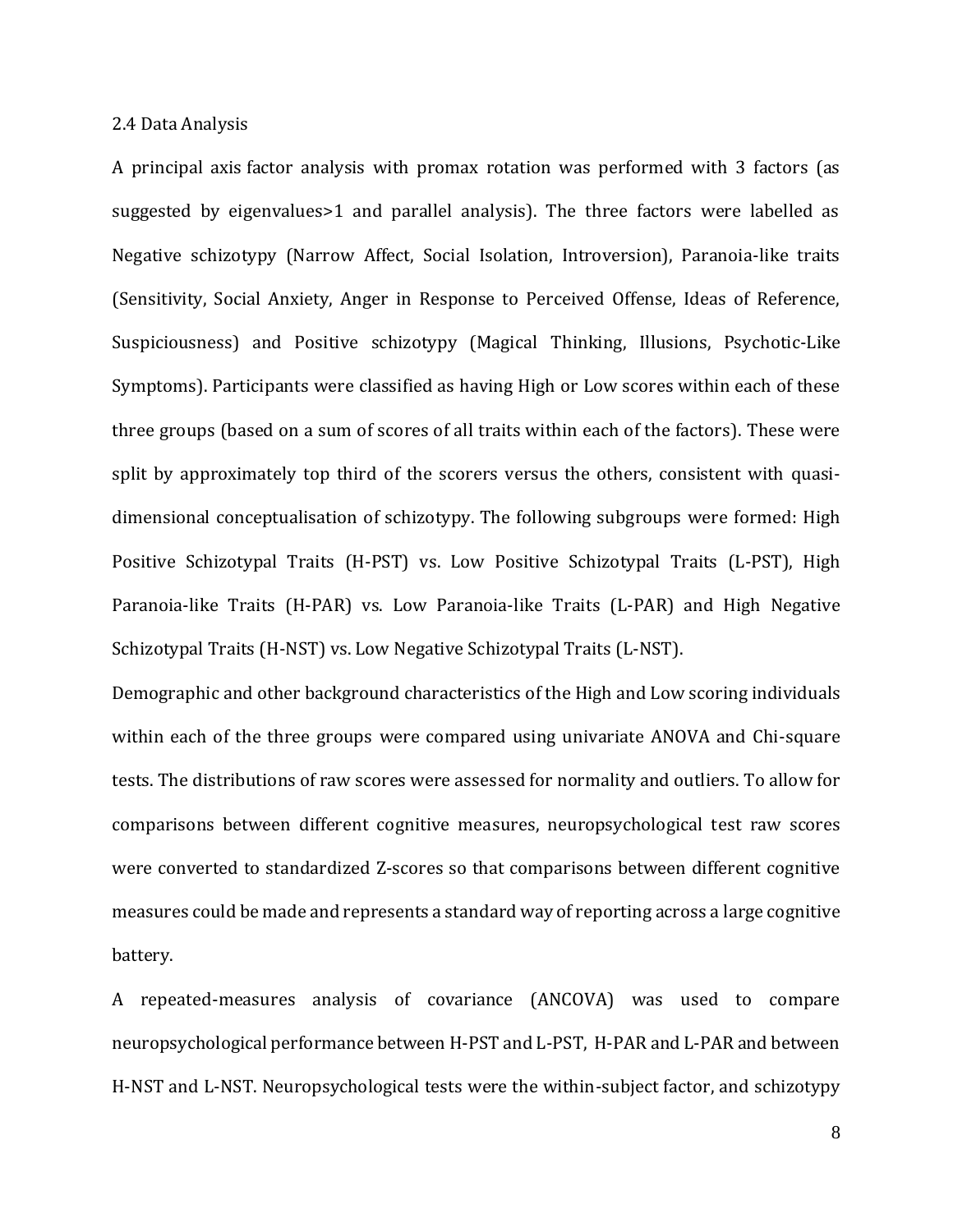### 2.4 Data Analysis

A principal axis factor analysis with promax rotation was performed with 3 factors (as suggested by eigenvalues>1 and parallel analysis). The three factors were labelled as Negative schizotypy (Narrow Affect, Social Isolation, Introversion), Paranoia-like traits (Sensitivity, Social Anxiety, Anger in Response to Perceived Offense, Ideas of Reference, Suspiciousness) and Positive schizotypy (Magical Thinking, Illusions, Psychotic-Like Symptoms). Participants were classified as having High or Low scores within each of these three groups (based on a sum of scores of all traits within each of the factors). These were split by approximately top third of the scorers versus the others, consistent with quasi-dimensional conceptualisation of schizotypy. The following subgroups were formed: High Positive Schizotypal Traits (H-PST) vs. Low Positive Schizotypal Traits (L-PST), High Paranoia-like Traits (H-PAR) vs. Low Paranoia-like Traits (L-PAR) and High Negative Schizotypal Traits (H-NST) vs. Low Negative Schizotypal Traits (L-NST).

Demographic and other background characteristics of the High and Low scoring individuals within each of the three groups were compared using univariate ANOVA and Chi-square tests. The distributions of raw scores were assessed for normality and outliers. To allow for comparisons between different cognitive measures, neuropsychological test raw scores were converted to standardized Z-scores so that comparisons between different cognitive measures could be made and represents a standard way of reporting across a large cognitive battery.

A repeated-measures analysis of covariance (ANCOVA) was used to compare neuropsychological performance between H-PST and L-PST, H-PAR and L-PAR and between H-NST and L-NST. Neuropsychological tests were the within-subject factor, and schizotypy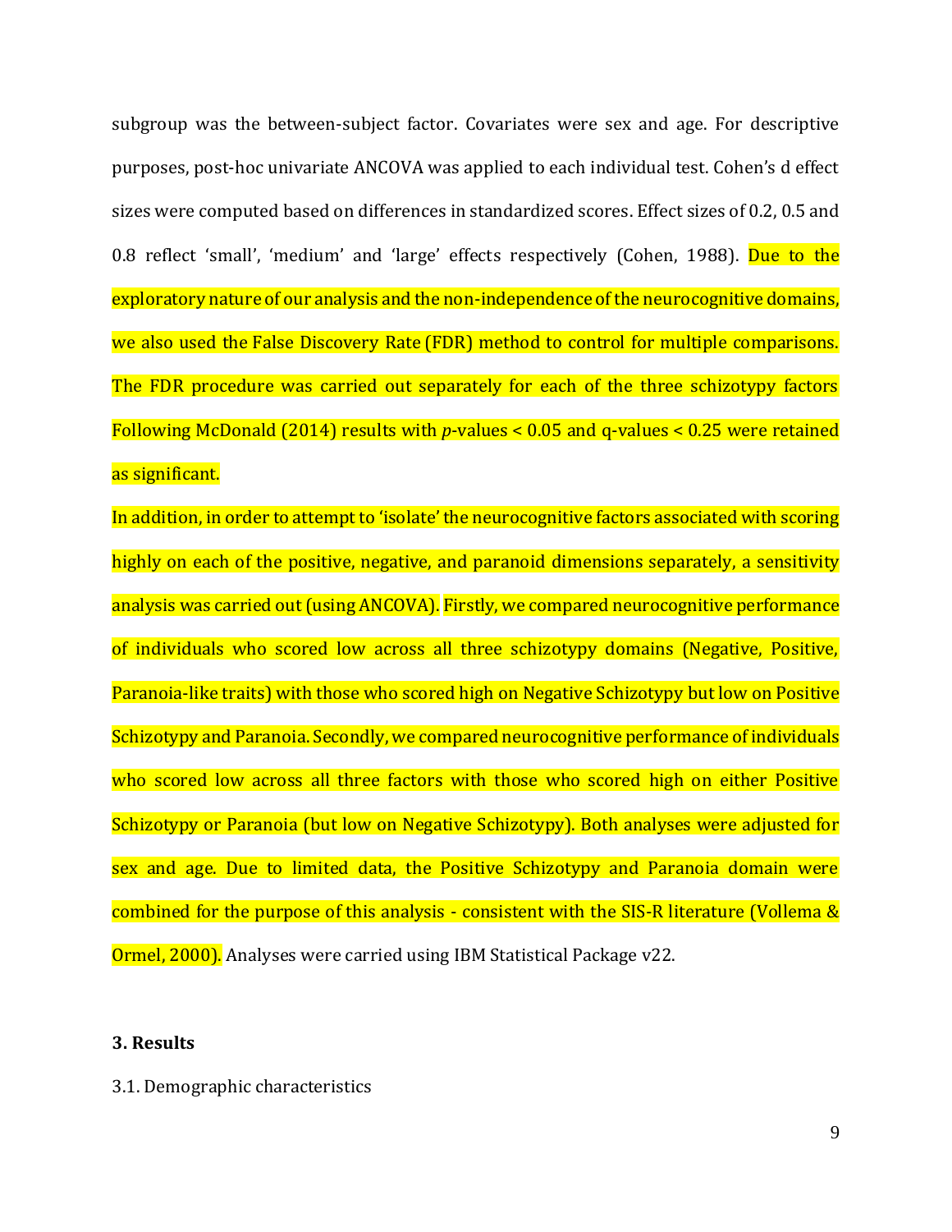subgroup was the between-subject factor. Covariates were sex and age. For descriptive purposes, post-hoc univariate ANCOVA was applied to each individual test. Cohen's d effect sizes were computed based on differences in standardized scores. Effect sizes of 0.2, 0.5 and 0.8 reflect 'small', 'medium' and 'large' effects respectively (Cohen, 1988). Due to the exploratory nature of our analysis and the non-independence of the neurocognitive domains, we also used the False Discovery Rate (FDR) method to control for multiple comparisons. The FDR procedure was carried out separately for each of the three schizotypy factors Following McDonald (2014) results with *p*-values < 0.05 and q-values < 0.25 were retained as significant.

In addition, in order to attempt to 'isolate' the neurocognitive factors associated with scoring highly on each of the positive, negative, and paranoid dimensions separately, a sensitivity analysis was carried out (using ANCOVA). Firstly, we compared neurocognitive performance of individuals who scored low across all three schizotypy domains (Negative, Positive, Paranoia-like traits) with those who scored high on Negative Schizotypy but low on Positive Schizotypy and Paranoia. Secondly, we compared neurocognitive performance of individuals who scored low across all three factors with those who scored high on either Positive Schizotypy or Paranoia (but low on Negative Schizotypy). Both analyses were adjusted for sex and age. Due to limited data, the Positive Schizotypy and Paranoia domain were combined for the purpose of this analysis - consistent with the SIS-R literature (Vollema & Ormel, 2000). Analyses were carried using IBM Statistical Package v22.

## 3. Results

3.1. Demographic characteristics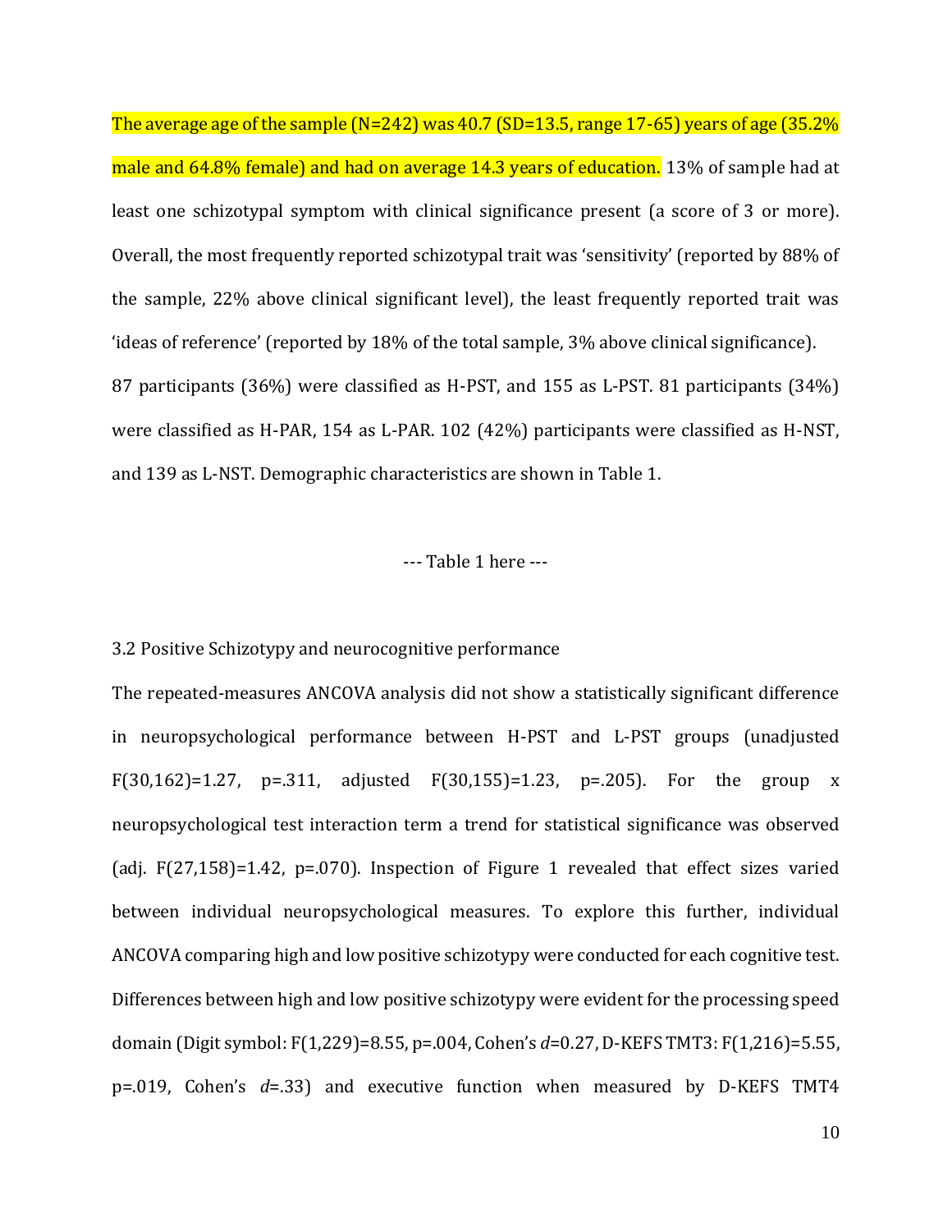The average age of the sample (N=242) was 40.7 (SD=13.5, range 17-65) years of age (35.2% male and 64.8% female) and had on average 14.3 years of education. 13% of sample had at least one schizotypal symptom with clinical significance present (a score of 3 or more). Overall, the most frequently reported schizotypal trait was 'sensitivity' (reported by 88% of the sample, 22% above clinical significant level), the least frequently reported trait was 'ideas of reference' (reported by 18% of the total sample, 3% above clinical significance).

87 participants (36%) were classified as H-PST, and 155 as L-PST. 81 participants (34%) were classified as H-PAR, 154 as L-PAR. 102 (42%) participants were classified as H-NST, and 139 as L-NST. Demographic characteristics are shown in Table 1.

--- Table 1 here ---

3.2 Positive Schizotypy and neurocognitive performance

The repeated-measures ANCOVA analysis did not show a statistically significant difference in neuropsychological performance between H-PST and L-PST groups (unadjusted $F(30,162)=1.27$, $p=.311$, adjusted $F(30,155)=1.23$, $p=.205$). For the group x neuropsychological test interaction term a trend for statistical significance was observed (adj. $F(27,158)=1.42$, $p=.070$). Inspection of Figure 1 revealed that effect sizes varied between individual neuropsychological measures. To explore this further, individual ANCOVA comparing high and low positive schizotypy were conducted for each cognitive test. Differences between high and low positive schizotypy were evident for the processing speed domain (Digit symbol: $F(1,229)=8.55$, $p=.004$, Cohen's $d=0.27$, D-KEFS TMT3: $F(1,216)=5.55$, $p=.019$, Cohen's $d=.33$) and executive function when measured by D-KEFS TMT4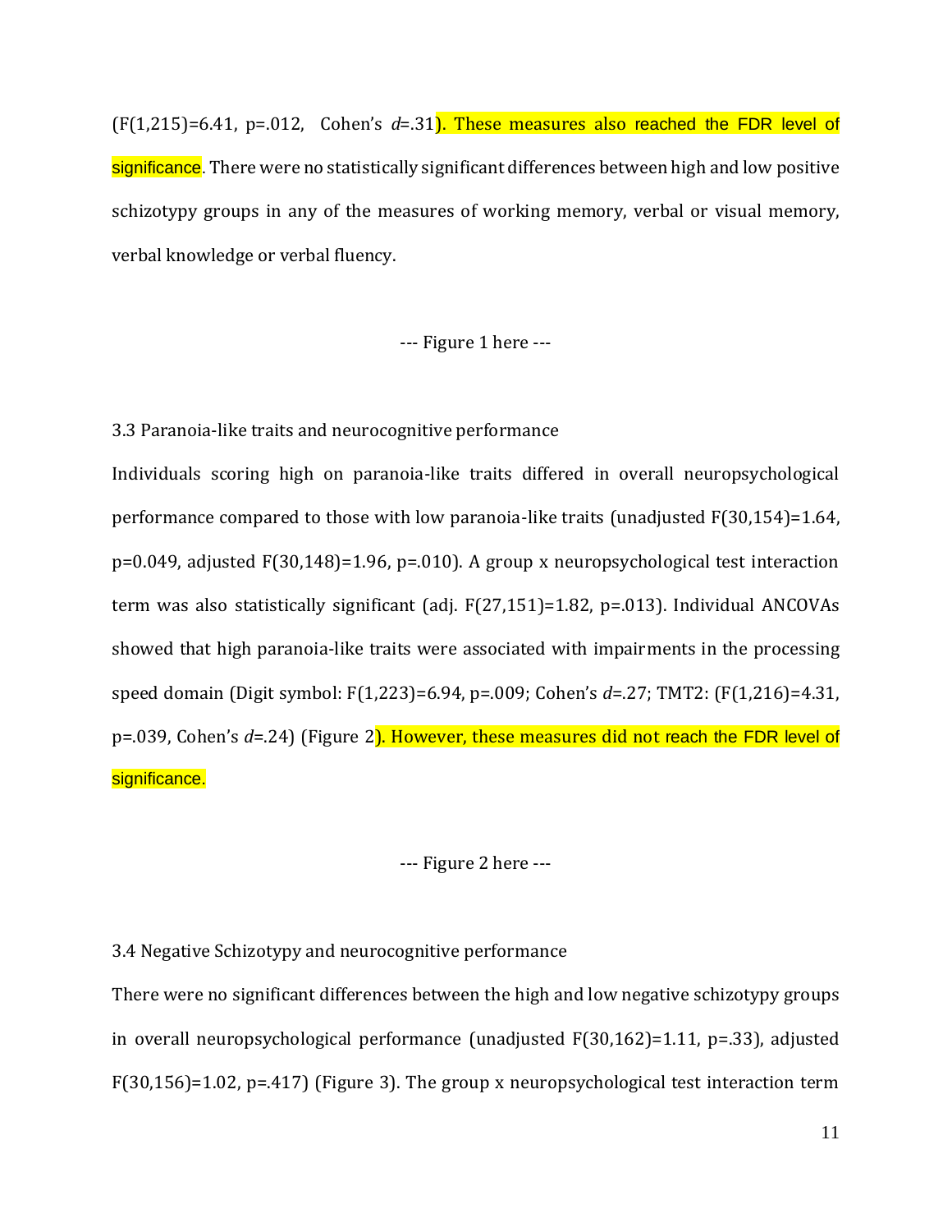($F(1,215)=6.41$, $p=.012$, Cohen's $d=.31$). These measures also reached the FDR level of significance. There were no statistically significant differences between high and low positive schizotypy groups in any of the measures of working memory, verbal or visual memory, verbal knowledge or verbal fluency.

--- Figure 1 here ---

### 3.3 Paranoia-like traits and neurocognitive performance

Individuals scoring high on paranoia-like traits differed in overall neuropsychological performance compared to those with low paranoia-like traits (unadjusted $F(30,154)=1.64$, $p=0.049$, adjusted $F(30,148)=1.96$, $p=.010$). A group x neuropsychological test interaction term was also statistically significant (adj. $F(27,151)=1.82$, $p=.013$). Individual ANCOVAs showed that high paranoia-like traits were associated with impairments in the processing speed domain (Digit symbol: $F(1,223)=6.94$, $p=.009$; Cohen's $d=.27$; TMT2: ($F(1,216)=4.31$, $p=.039$, Cohen's $d=.24$) (Figure 2). However, these measures did not reach the FDR level of significance.

--- Figure 2 here ---

### 3.4 Negative Schizotypy and neurocognitive performance

There were no significant differences between the high and low negative schizotypy groups in overall neuropsychological performance (unadjusted $F(30,162)=1.11$, $p=.33$), adjusted $F(30,156)=1.02$, $p=.417$) (Figure 3). The group x neuropsychological test interaction term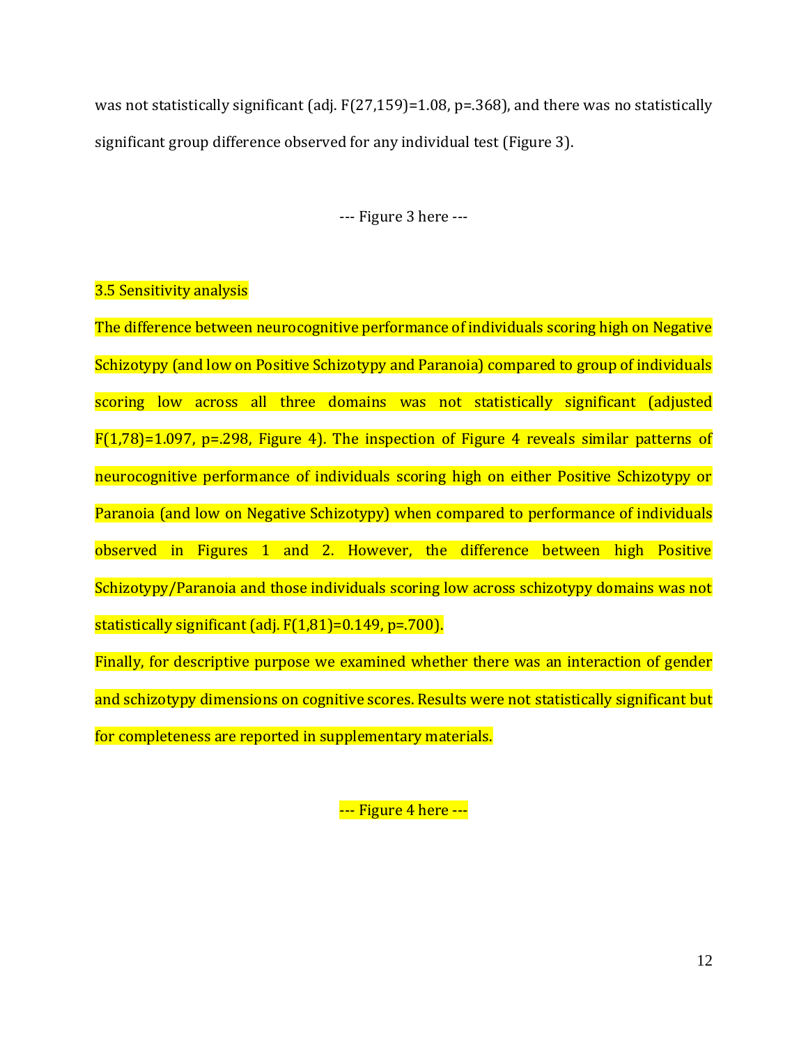was not statistically significant (adj. $F(27,159)=1.08$, $p=.368$), and there was no statistically significant group difference observed for any individual test (Figure 3).

--- Figure 3 here ---

### 3.5 Sensitivity analysis

The difference between neurocognitive performance of individuals scoring high on Negative Schizotypy (and low on Positive Schizotypy and Paranoia) compared to group of individuals scoring low across all three domains was not statistically significant (adjusted $F(1,78)=1.097$, $p=.298$, Figure 4). The inspection of Figure 4 reveals similar patterns of neurocognitive performance of individuals scoring high on either Positive Schizotypy or Paranoia (and low on Negative Schizotypy) when compared to performance of individuals observed in Figures 1 and 2. However, the difference between high Positive Schizotypy/Paranoia and those individuals scoring low across schizotypy domains was not statistically significant (adj. $F(1,81)=0.149$, $p=.700$).

Finally, for descriptive purpose we examined whether there was an interaction of gender and schizotypy dimensions on cognitive scores. Results were not statistically significant but for completeness are reported in supplementary materials.

--- Figure 4 here ---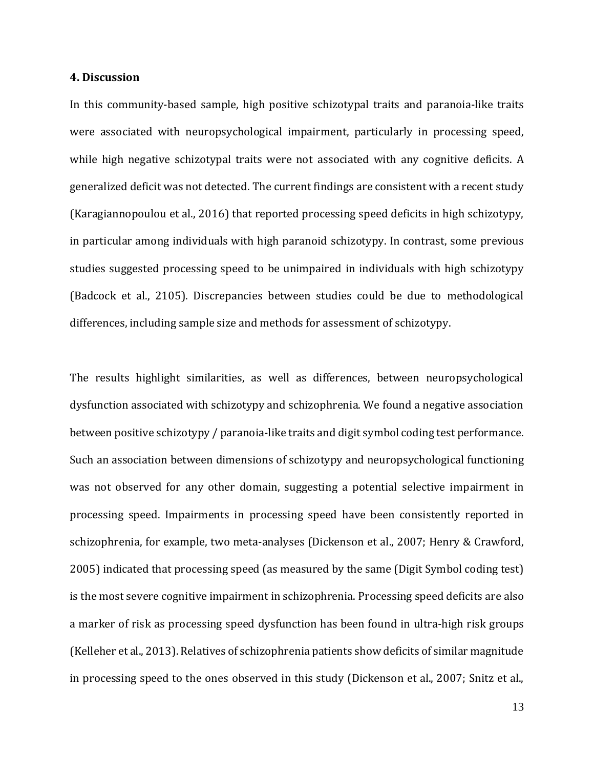**4. Discussion**

In this community-based sample, high positive schizotypal traits and paranoia-like traits were associated with neuropsychological impairment, particularly in processing speed, while high negative schizotypal traits were not associated with any cognitive deficits. A generalized deficit was not detected. The current findings are consistent with a recent study (Karagiannopoulou et al., 2016) that reported processing speed deficits in high schizotypy, in particular among individuals with high paranoid schizotypy. In contrast, some previous studies suggested processing speed to be unimpaired in individuals with high schizotypy (Badcock et al., 2105). Discrepancies between studies could be due to methodological differences, including sample size and methods for assessment of schizotypy.

The results highlight similarities, as well as differences, between neuropsychological dysfunction associated with schizotypy and schizophrenia. We found a negative association between positive schizotypy / paranoia-like traits and digit symbol coding test performance. Such an association between dimensions of schizotypy and neuropsychological functioning was not observed for any other domain, suggesting a potential selective impairment in processing speed. Impairments in processing speed have been consistently reported in schizophrenia, for example, two meta-analyses (Dickenson et al., 2007; Henry & Crawford, 2005) indicated that processing speed (as measured by the same (Digit Symbol coding test) is the most severe cognitive impairment in schizophrenia. Processing speed deficits are also a marker of risk as processing speed dysfunction has been found in ultra-high risk groups (Kelleher et al., 2013). Relatives of schizophrenia patients show deficits of similar magnitude in processing speed to the ones observed in this study (Dickenson et al., 2007; Snitz et al.,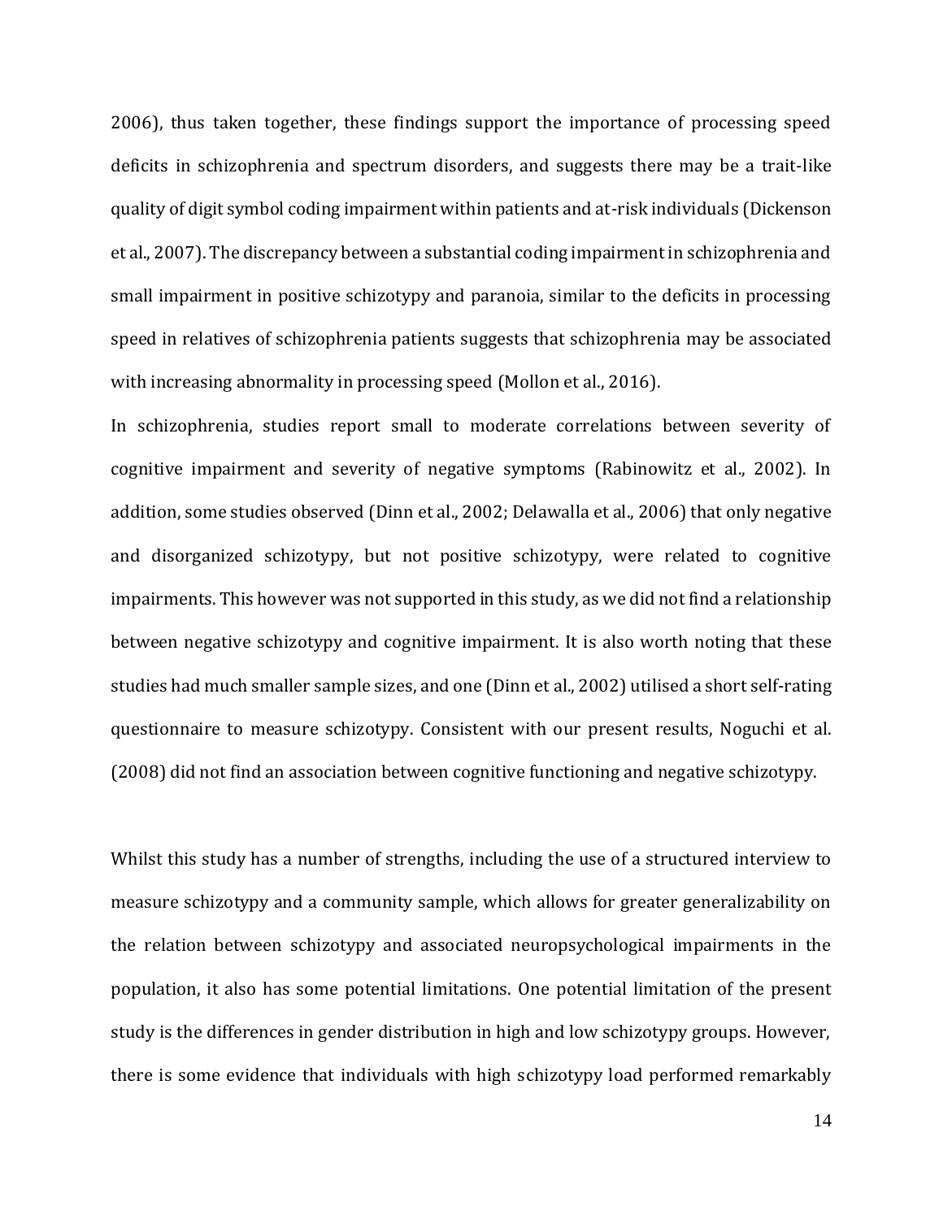2006), thus taken together, these findings support the importance of processing speed deficits in schizophrenia and spectrum disorders, and suggests there may be a trait-like quality of digit symbol coding impairment within patients and at-risk individuals (Dickenson et al., 2007). The discrepancy between a substantial coding impairment in schizophrenia and small impairment in positive schizotypy and paranoia, similar to the deficits in processing speed in relatives of schizophrenia patients suggests that schizophrenia may be associated with increasing abnormality in processing speed (Mollon et al., 2016).

In schizophrenia, studies report small to moderate correlations between severity of cognitive impairment and severity of negative symptoms (Rabinowitz et al., 2002). In addition, some studies observed (Dinn et al., 2002; Delawalla et al., 2006) that only negative and disorganized schizotypy, but not positive schizotypy, were related to cognitive impairments. This however was not supported in this study, as we did not find a relationship between negative schizotypy and cognitive impairment. It is also worth noting that these studies had much smaller sample sizes, and one (Dinn et al., 2002) utilised a short self-rating questionnaire to measure schizotypy. Consistent with our present results, Noguchi et al. (2008) did not find an association between cognitive functioning and negative schizotypy.

Whilst this study has a number of strengths, including the use of a structured interview to measure schizotypy and a community sample, which allows for greater generalizability on the relation between schizotypy and associated neuropsychological impairments in the population, it also has some potential limitations. One potential limitation of the present study is the differences in gender distribution in high and low schizotypy groups. However, there is some evidence that individuals with high schizotypy load performed remarkably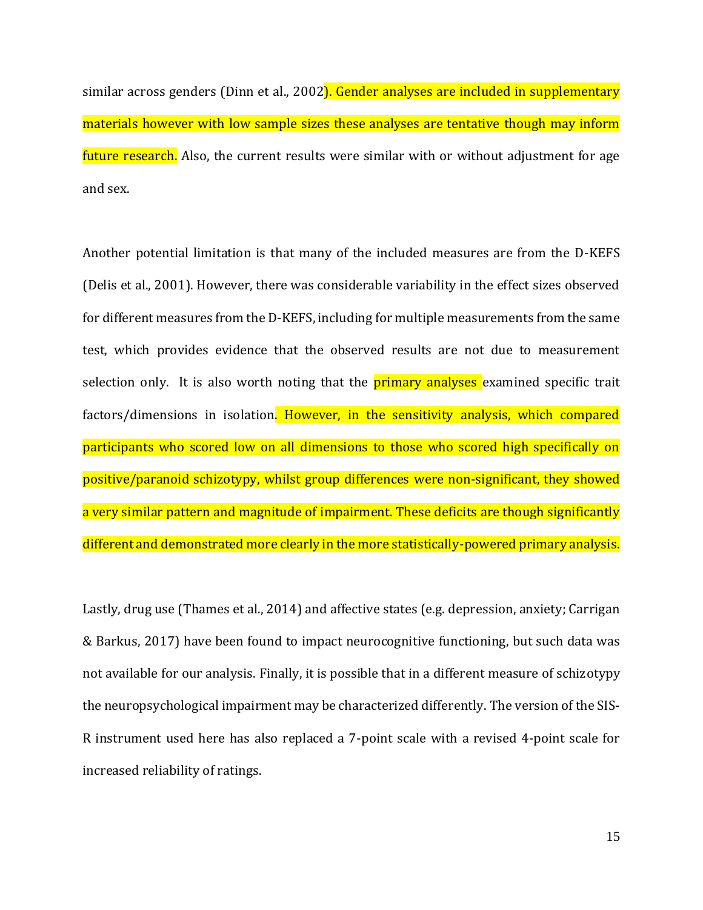similar across genders (Dinn et al., 2002). Gender analyses are included in supplementary materials however with low sample sizes these analyses are tentative though may inform future research. Also, the current results were similar with or without adjustment for age and sex.

Another potential limitation is that many of the included measures are from the D-KEFS (Delis et al., 2001). However, there was considerable variability in the effect sizes observed for different measures from the D-KEFS, including for multiple measurements from the same test, which provides evidence that the observed results are not due to measurement selection only. It is also worth noting that the primary analyses examined specific trait factors/dimensions in isolation. However, in the sensitivity analysis, which compared participants who scored low on all dimensions to those who scored high specifically on positive/paranoid schizotypy, whilst group differences were non-significant, they showed a very similar pattern and magnitude of impairment. These deficits are though significantly different and demonstrated more clearly in the more statistically-powered primary analysis.

Lastly, drug use (Thames et al., 2014) and affective states (e.g. depression, anxiety; Carrigan & Barkus, 2017) have been found to impact neurocognitive functioning, but such data was not available for our analysis. Finally, it is possible that in a different measure of schizotypy the neuropsychological impairment may be characterized differently. The version of the SIS-R instrument used here has also replaced a 7-point scale with a revised 4-point scale for increased reliability of ratings.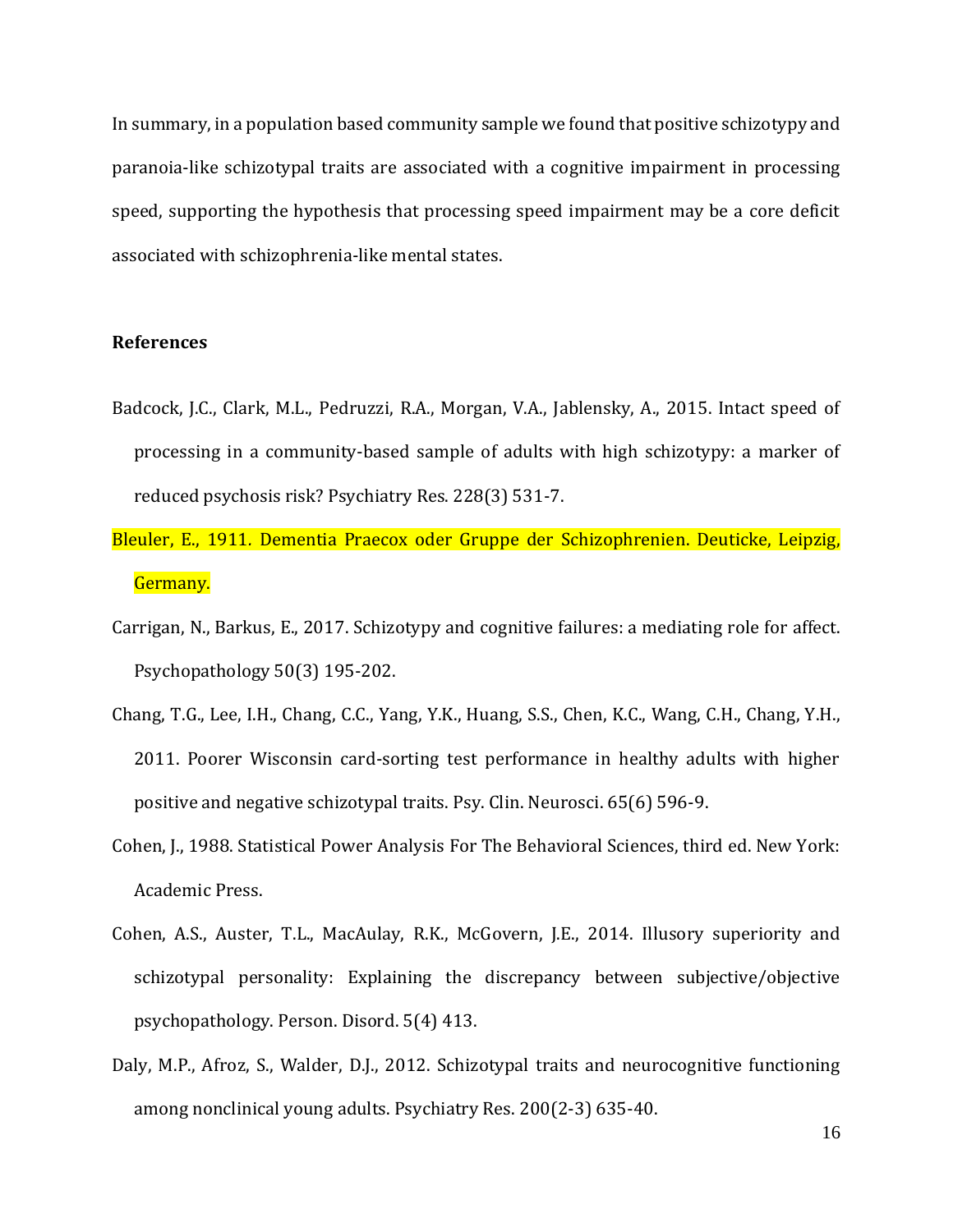In summary, in a population based community sample we found that positive schizotypy and paranoia-like schizotypal traits are associated with a cognitive impairment in processing speed, supporting the hypothesis that processing speed impairment may be a core deficit associated with schizophrenia-like mental states.

## References

Badcock, J.C., Clark, M.L., Pedruzzi, R.A., Morgan, V.A., Jablensky, A., 2015. Intact speed of processing in a community-based sample of adults with high schizotypy: a marker of reduced psychosis risk? Psychiatry Res. 228(3) 531-7.

Bleuler, E., 1911. Dementia Praecox oder Gruppe der Schizophrenien. Deuticke, Leipzig, Germany.

Carrigan, N., Barkus, E., 2017. Schizotypy and cognitive failures: a mediating role for affect. Psychopathology 50(3) 195-202.

Chang, T.G., Lee, I.H., Chang, C.C., Yang, Y.K., Huang, S.S., Chen, K.C., Wang, C.H., Chang, Y.H., 2011. Poorer Wisconsin card-sorting test performance in healthy adults with higher positive and negative schizotypal traits. Psy. Clin. Neurosci. 65(6) 596-9.

Cohen, J., 1988. Statistical Power Analysis For The Behavioral Sciences, third ed. New York: Academic Press.

Cohen, A.S., Auster, T.L., MacAulay, R.K., McGovern, J.E., 2014. Illusory superiority and schizotypal personality: Explaining the discrepancy between subjective/objective psychopathology. Person. Disord. 5(4) 413.

Daly, M.P., Afroz, S., Walder, D.J., 2012. Schizotypal traits and neurocognitive functioning among nonclinical young adults. Psychiatry Res. 200(2-3) 635-40.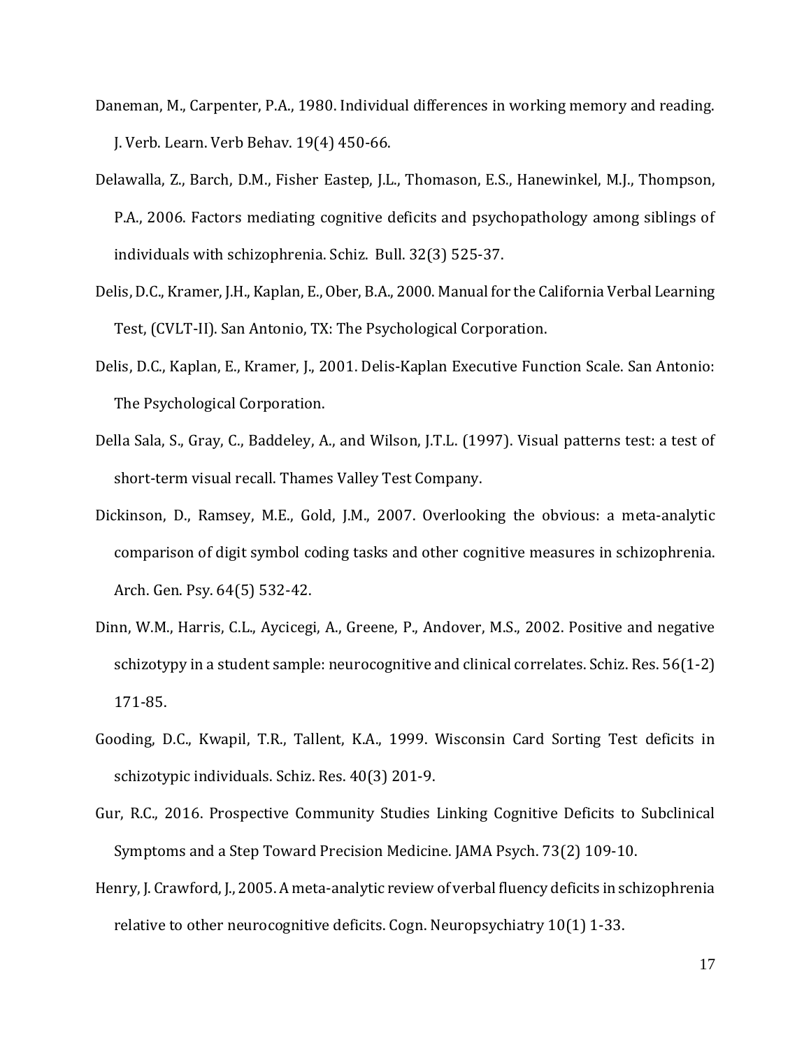Daneman, M., Carpenter, P.A., 1980. Individual differences in working memory and reading. J. Verb. Learn. Verb Behav. 19(4) 450-66.

Delawalla, Z., Barch, D.M., Fisher Eastep, J.L., Thomason, E.S., Hanewinkel, M.J., Thompson, P.A., 2006. Factors mediating cognitive deficits and psychopathology among siblings of individuals with schizophrenia. Schiz. Bull. 32(3) 525-37.

Delis, D.C., Kramer, J.H., Kaplan, E., Ober, B.A., 2000. Manual for the California Verbal Learning Test, (CVLT-II). San Antonio, TX: The Psychological Corporation.

Delis, D.C., Kaplan, E., Kramer, J., 2001. Delis-Kaplan Executive Function Scale. San Antonio: The Psychological Corporation.

Della Sala, S., Gray, C., Baddeley, A., and Wilson, J.T.L. (1997). Visual patterns test: a test of short-term visual recall. Thames Valley Test Company.

Dickinson, D., Ramsey, M.E., Gold, J.M., 2007. Overlooking the obvious: a meta-analytic comparison of digit symbol coding tasks and other cognitive measures in schizophrenia. Arch. Gen. Psy. 64(5) 532-42.

Dinn, W.M., Harris, C.L., Aycicegi, A., Greene, P., Andover, M.S., 2002. Positive and negative schizotypy in a student sample: neurocognitive and clinical correlates. Schiz. Res. 56(1-2) 171-85.

Gooding, D.C., Kwapil, T.R., Tallent, K.A., 1999. Wisconsin Card Sorting Test deficits in schizotypic individuals. Schiz. Res. 40(3) 201-9.

Gur, R.C., 2016. Prospective Community Studies Linking Cognitive Deficits to Subclinical Symptoms and a Step Toward Precision Medicine. JAMA Psych. 73(2) 109-10.

Henry, J. Crawford, J., 2005. A meta-analytic review of verbal fluency deficits in schizophrenia relative to other neurocognitive deficits. Cogn. Neuropsychiatry 10(1) 1-33.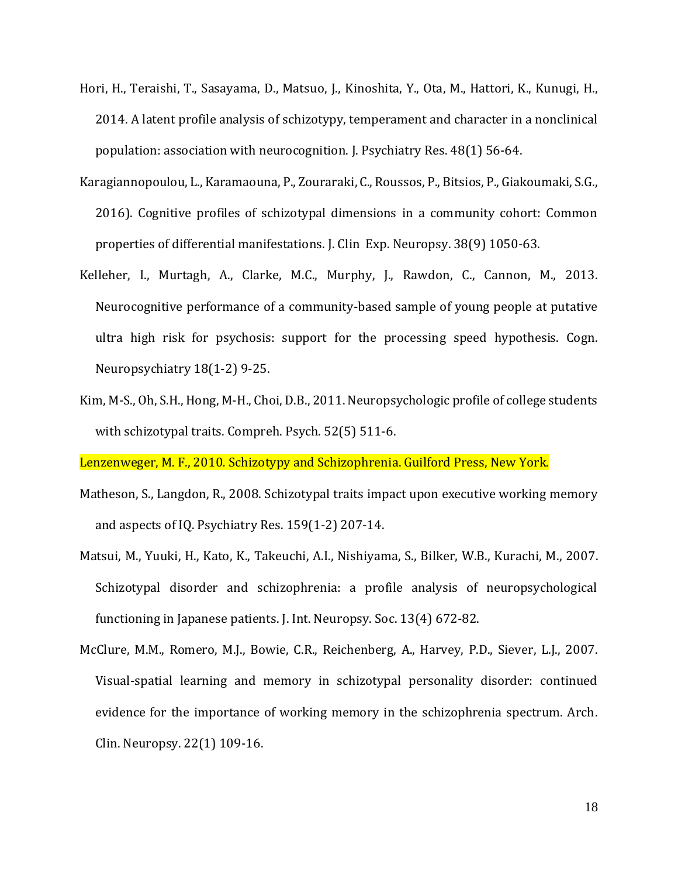Hori, H., Teraishi, T., Sasayama, D., Matsuo, J., Kinoshita, Y., Ota, M., Hattori, K., Kunugi, H., 2014. A latent profile analysis of schizotypy, temperament and character in a nonclinical population: association with neurocognition. J. Psychiatry Res. 48(1) 56-64.

Karagiannopoulou, L., Karamaouna, P., Zouraraki, C., Roussos, P., Bitsios, P., Giakoumaki, S.G., 2016). Cognitive profiles of schizotypal dimensions in a community cohort: Common properties of differential manifestations. J. Clin Exp. Neuropsy. 38(9) 1050-63.

Kelleher, I., Murtagh, A., Clarke, M.C., Murphy, J., Rawdon, C., Cannon, M., 2013. Neurocognitive performance of a community-based sample of young people at putative ultra high risk for psychosis: support for the processing speed hypothesis. Cogn. Neuropsychiatry 18(1-2) 9-25.

Kim, M-S., Oh, S.H., Hong, M-H., Choi, D.B., 2011. Neuropsychologic profile of college students with schizotypal traits. Compreh. Psych. 52(5) 511-6.

Lenzenweger, M. F., 2010. Schizotypy and Schizophrenia. Guilford Press, New York.

Matheson, S., Langdon, R., 2008. Schizotypal traits impact upon executive working memory and aspects of IQ. Psychiatry Res. 159(1-2) 207-14.

Matsui, M., Yuuki, H., Kato, K., Takeuchi, A.I., Nishiyama, S., Bilker, W.B., Kurachi, M., 2007. Schizotypal disorder and schizophrenia: a profile analysis of neuropsychological functioning in Japanese patients. J. Int. Neuropsy. Soc. 13(4) 672-82.

McClure, M.M., Romero, M.J., Bowie, C.R., Reichenberg, A., Harvey, P.D., Siever, L.J., 2007. Visual-spatial learning and memory in schizotypal personality disorder: continued evidence for the importance of working memory in the schizophrenia spectrum. Arch. Clin. Neuropsy. 22(1) 109-16.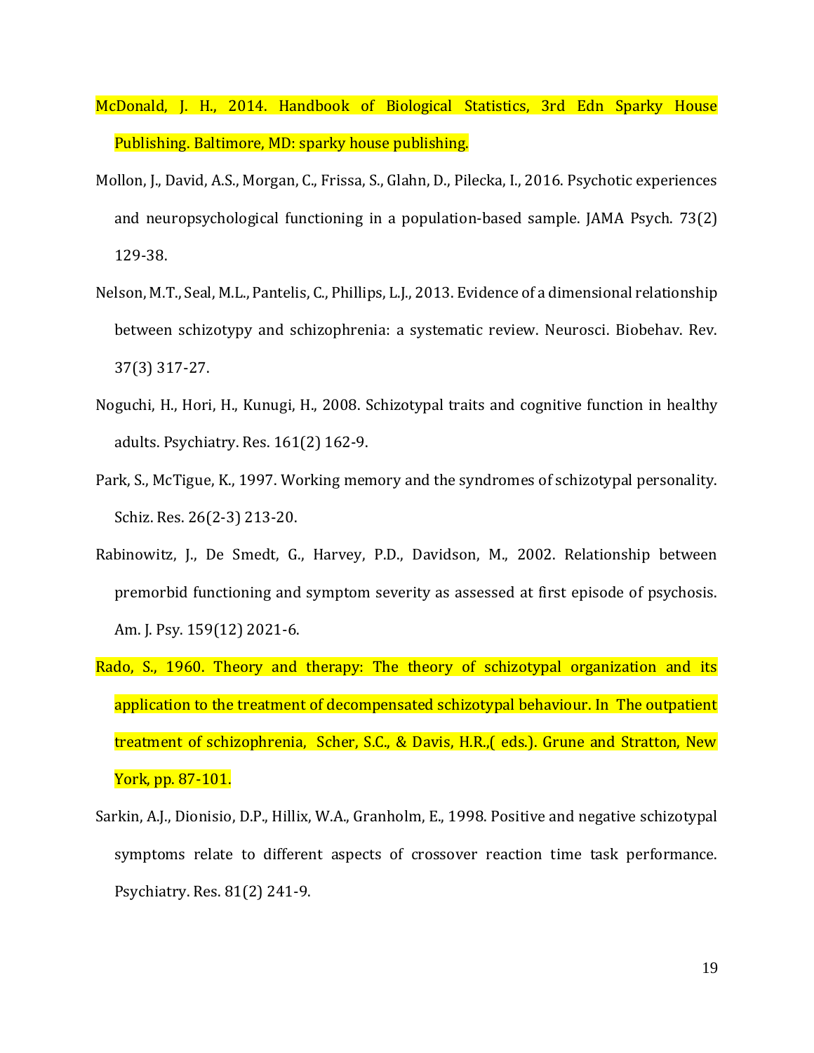McDonald, J. H., 2014. Handbook of Biological Statistics, 3rd Edn Sparky House Publishing. Baltimore, MD: sparky house publishing.

Mollon, J., David, A.S., Morgan, C., Frissa, S., Glahn, D., Pilecka, I., 2016. Psychotic experiences and neuropsychological functioning in a population-based sample. JAMA Psych. 73(2) 129-38.

Nelson, M.T., Seal, M.L., Pantelis, C., Phillips, L.J., 2013. Evidence of a dimensional relationship between schizotypy and schizophrenia: a systematic review. Neurosci. Biobehav. Rev. 37(3) 317-27.

Noguchi, H., Hori, H., Kunugi, H., 2008. Schizotypal traits and cognitive function in healthy adults. Psychiatry. Res. 161(2) 162-9.

Park, S., McTigue, K., 1997. Working memory and the syndromes of schizotypal personality. Schiz. Res. 26(2-3) 213-20.

Rabinowitz, J., De Smedt, G., Harvey, P.D., Davidson, M., 2002. Relationship between premorbid functioning and symptom severity as assessed at first episode of psychosis. Am. J. Psy. 159(12) 2021-6.

Rado, S., 1960. Theory and therapy: The theory of schizotypal organization and its application to the treatment of decompensated schizotypal behaviour. In The outpatient treatment of schizophrenia, Scher, S.C., & Davis, H.R.,( eds.). Grune and Stratton, New York, pp. 87-101.

Sarkin, A.J., Dionisio, D.P., Hillix, W.A., Granholm, E., 1998. Positive and negative schizotypal symptoms relate to different aspects of crossover reaction time task performance. Psychiatry. Res. 81(2) 241-9.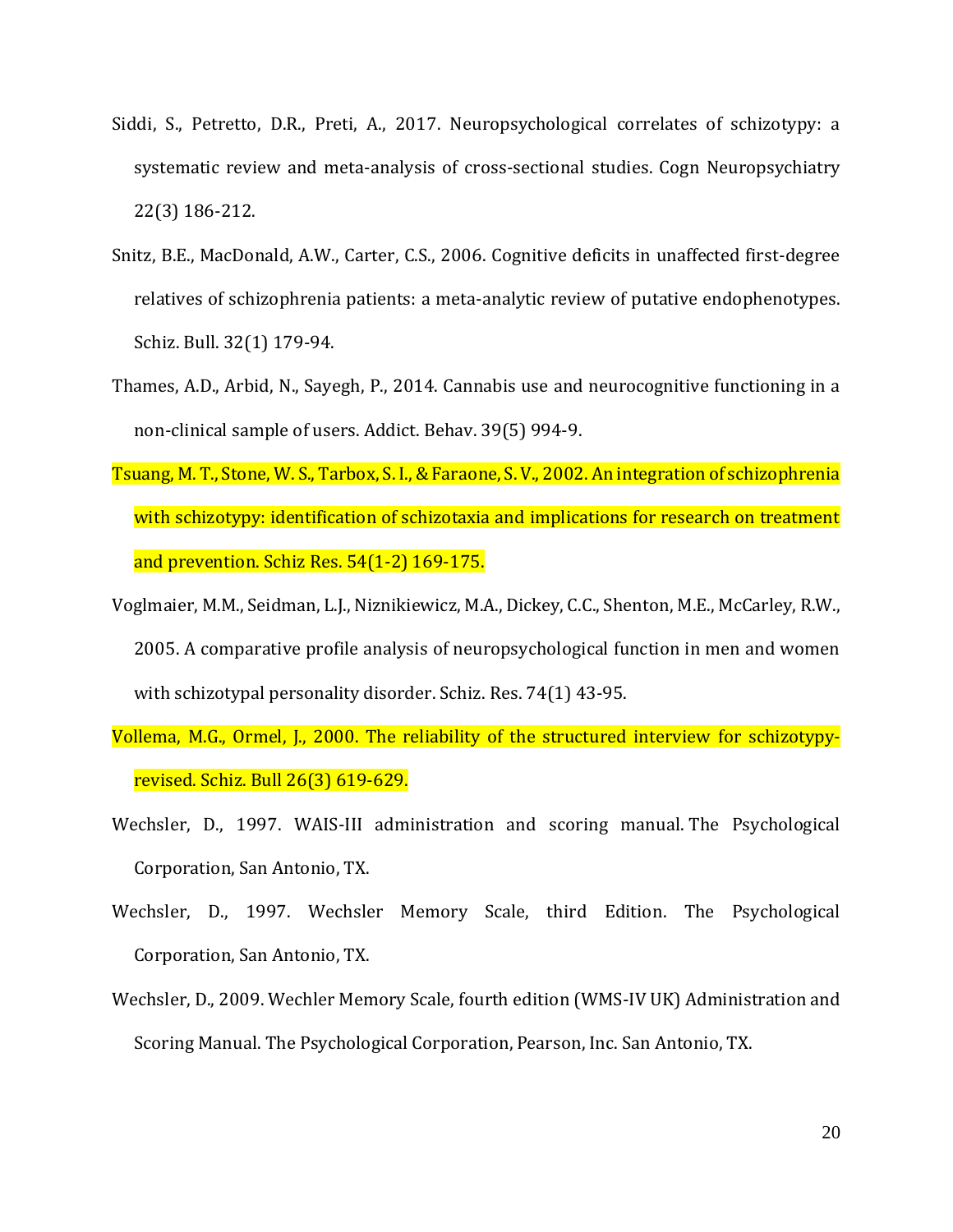Siddi, S., Petretto, D.R., Preti, A., 2017. Neuropsychological correlates of schizotypy: a systematic review and meta-analysis of cross-sectional studies. Cogn Neuropsychiatry 22(3) 186-212.

Snitz, B.E., MacDonald, A.W., Carter, C.S., 2006. Cognitive deficits in unaffected first-degree relatives of schizophrenia patients: a meta-analytic review of putative endophenotypes. Schiz. Bull. 32(1) 179-94.

Thames, A.D., Arbid, N., Sayegh, P., 2014. Cannabis use and neurocognitive functioning in a non-clinical sample of users. Addict. Behav. 39(5) 994-9.

Tsuang, M. T., Stone, W. S., Tarbox, S. I., & Faraone, S. V., 2002. An integration of schizophrenia with schizotypy: identification of schizotaxia and implications for research on treatment and prevention. Schiz Res. 54(1-2) 169-175.

Voglmaier, M.M., Seidman, L.J., Niznikiewicz, M.A., Dickey, C.C., Shenton, M.E., McCarley, R.W., 2005. A comparative profile analysis of neuropsychological function in men and women with schizotypal personality disorder. Schiz. Res. 74(1) 43-95.

Vollema, M.G., Ormel, J., 2000. The reliability of the structured interview for schizotypy-revised. Schiz. Bull 26(3) 619-629.

Wechsler, D., 1997. WAIS-III administration and scoring manual. The Psychological Corporation, San Antonio, TX.

Wechsler, D., 1997. Wechsler Memory Scale, third Edition. The Psychological Corporation, San Antonio, TX.

Wechsler, D., 2009. Wechler Memory Scale, fourth edition (WMS-IV UK) Administration and Scoring Manual. The Psychological Corporation, Pearson, Inc. San Antonio, TX.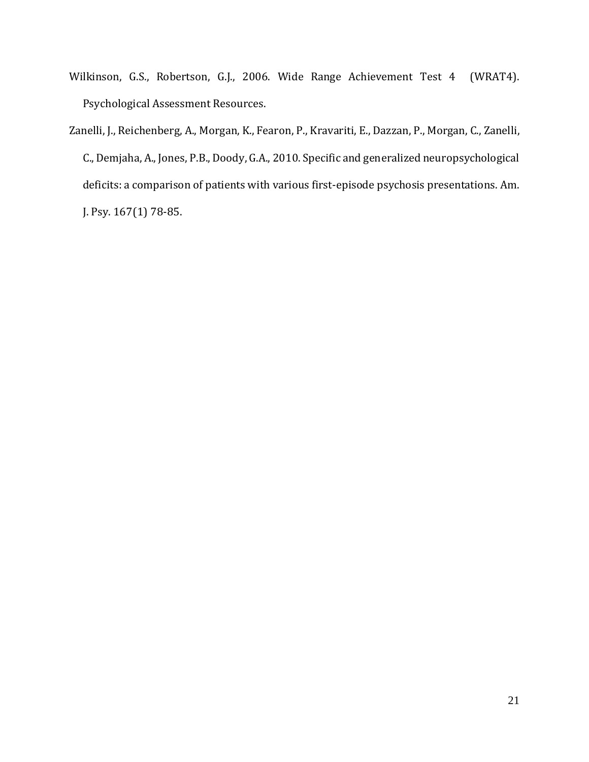Wilkinson, G.S., Robertson, G.J., 2006. Wide Range Achievement Test 4 (WRAT4). Psychological Assessment Resources.

Zanelli, J., Reichenberg, A., Morgan, K., Fearon, P., Kravariti, E., Dazzan, P., Morgan, C., Zanelli, C., Demjaha, A., Jones, P.B., Doody, G.A., 2010. Specific and generalized neuropsychological deficits: a comparison of patients with various first-episode psychosis presentations. Am. J. Psy. 167(1) 78-85.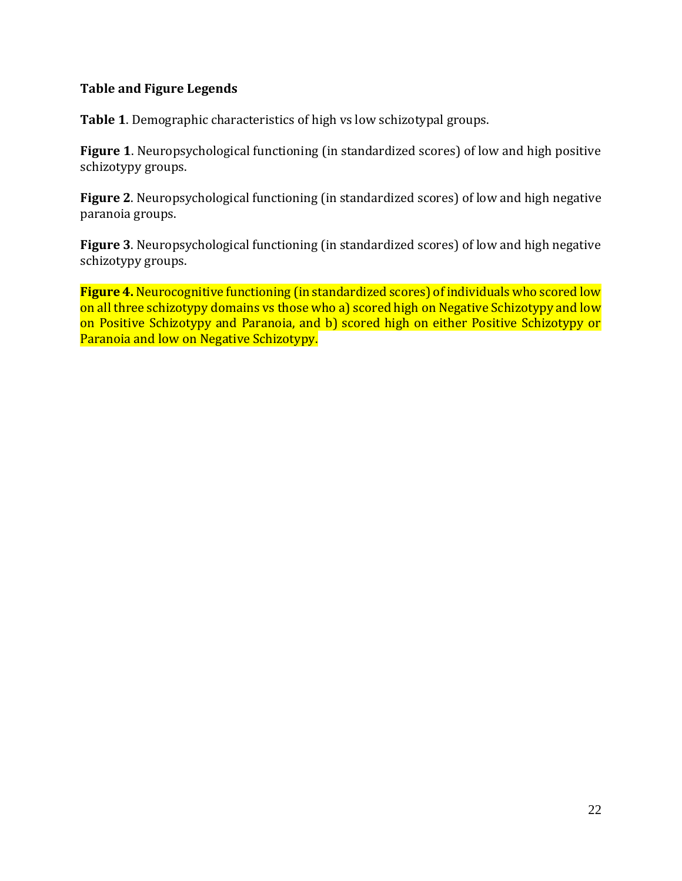### Table and Figure Legends

**Table 1**. Demographic characteristics of high vs low schizotypal groups.

**Figure 1**. Neuropsychological functioning (in standardized scores) of low and high positive schizotypy groups.

**Figure 2**. Neuropsychological functioning (in standardized scores) of low and high negative paranoia groups.

**Figure 3**. Neuropsychological functioning (in standardized scores) of low and high negative schizotypy groups.

**Figure 4.** Neurocognitive functioning (in standardized scores) of individuals who scored low on all three schizotypy domains vs those who a) scored high on Negative Schizotypy and low on Positive Schizotypy and Paranoia, and b) scored high on either Positive Schizotypy or Paranoia and low on Negative Schizotypy.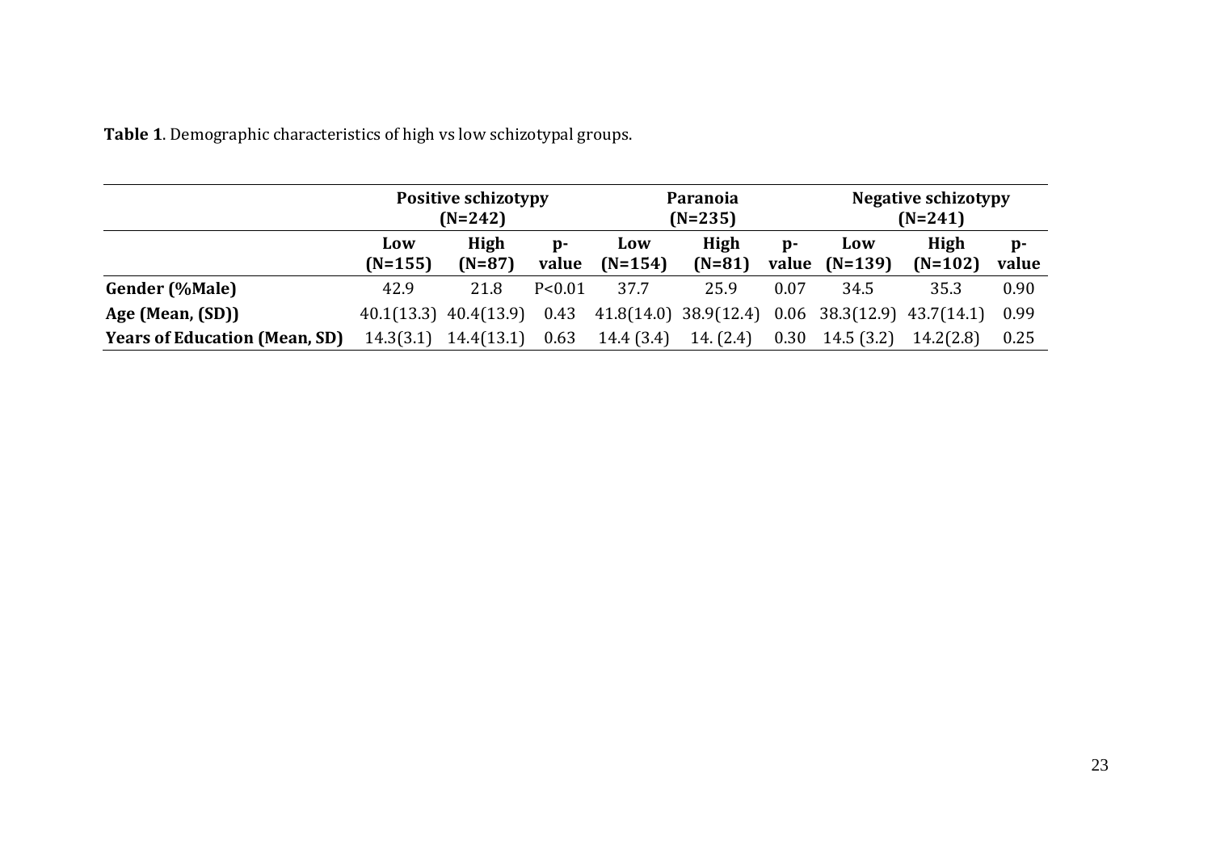**Table 1**. Demographic characteristics of high vs low schizotypal groups.

| | Positive schizotypy (N=242) | | | Paranoia (N=235) | | | Negative schizotypy (N=241) | | |
|---|---|---|---|---|---|---|---|---|---|
| | Low (N=155) | High (N=87) | p-value | Low (N=154) | High (N=81) | p-value | Low (N=139) | High (N=102) | p-value |
| **Gender (%Male)** | 42.9 | 21.8 | P<0.01 | 37.7 | 25.9 | 0.07 | 34.5 | 35.3 | 0.90 |
| **Age (Mean, (SD))** | 40.1(13.3) | 40.4(13.9) | 0.43 | 41.8(14.0) | 38.9(12.4) | 0.06 | 38.3(12.9) | 43.7(14.1) | 0.99 |
| **Years of Education (Mean, SD)** | 14.3(3.1) | 14.4(13.1) | 0.63 | 14.4 (3.4) | 14. (2.4) | 0.30 | 14.5 (3.2) | 14.2(2.8) | 0.25 |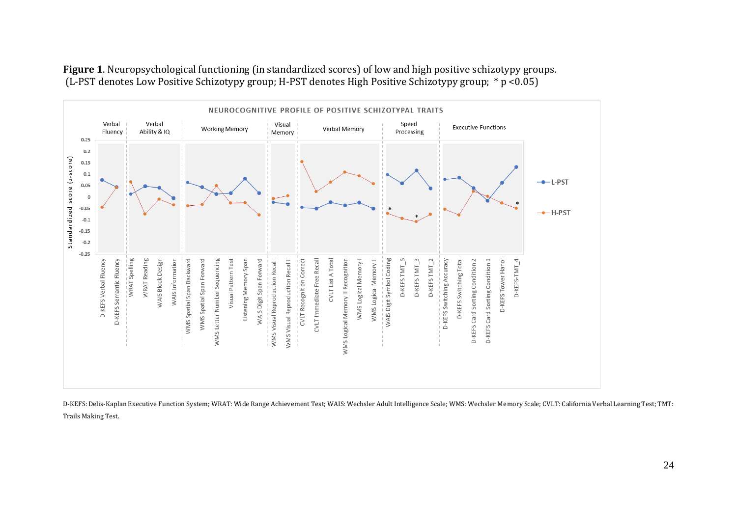**Figure 1**. Neuropsychological functioning (in standardized scores) of low and high positive schizotypy groups. (L-PST denotes Low Positive Schizotypy group; H-PST denotes High Positive Schizotypy group; * p <0.05)

D-KEFS: Delis-Kaplan Executive Function System; WRAT: Wide Range Achievement Test; WAIS: Wechsler Adult Intelligence Scale; WMS: Wechsler Memory Scale; CVLT: California Verbal Learning Test; TMT: Trails Making Test.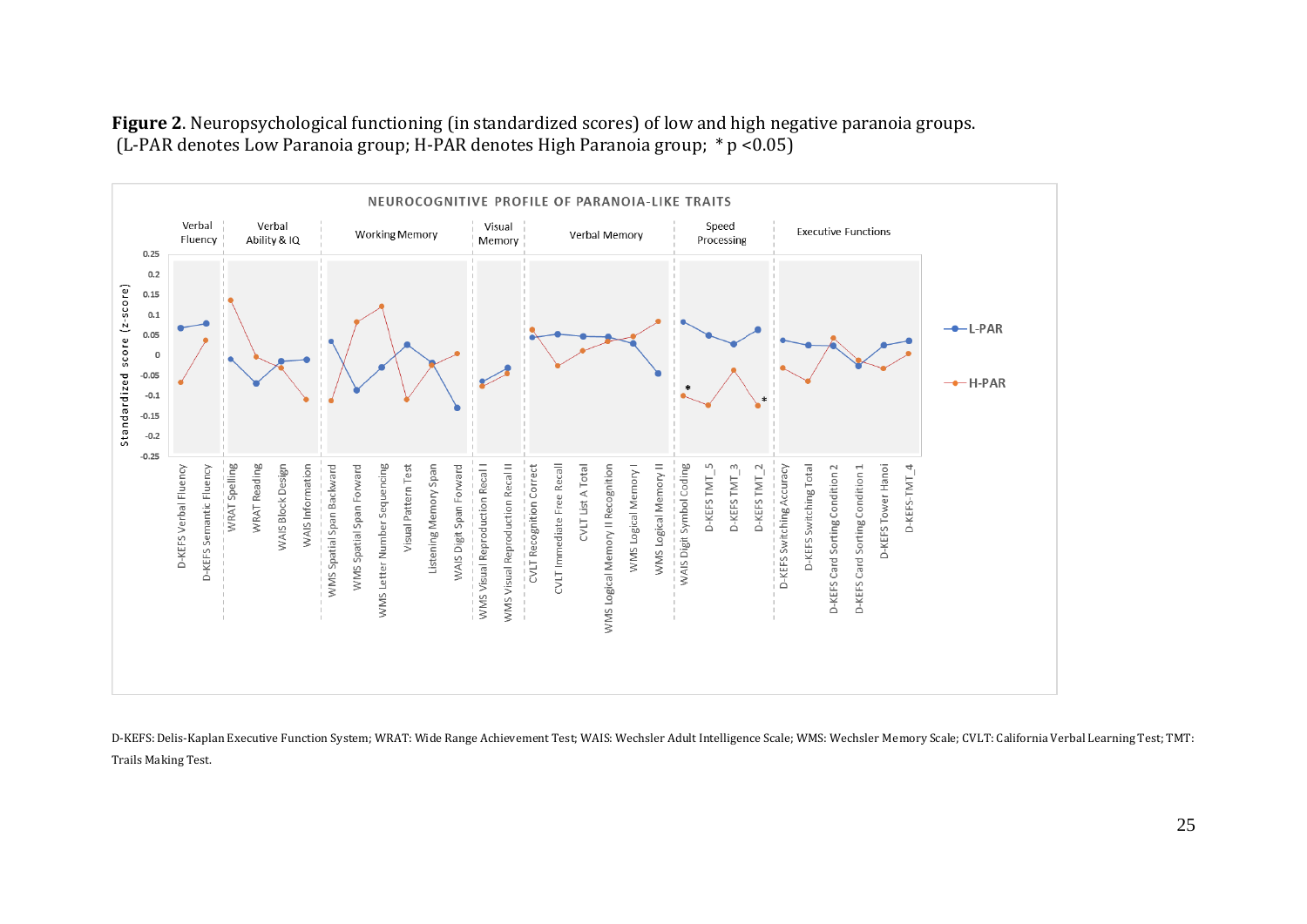**Figure 2**. Neuropsychological functioning (in standardized scores) of low and high negative paranoia groups. (L-PAR denotes Low Paranoia group; H-PAR denotes High Paranoia group; * p <0.05)

D-KEFS: Delis-Kaplan Executive Function System; WRAT: Wide Range Achievement Test; WAIS: Wechsler Adult Intelligence Scale; WMS: Wechsler Memory Scale; CVLT: California Verbal Learning Test; TMT: Trails Making Test.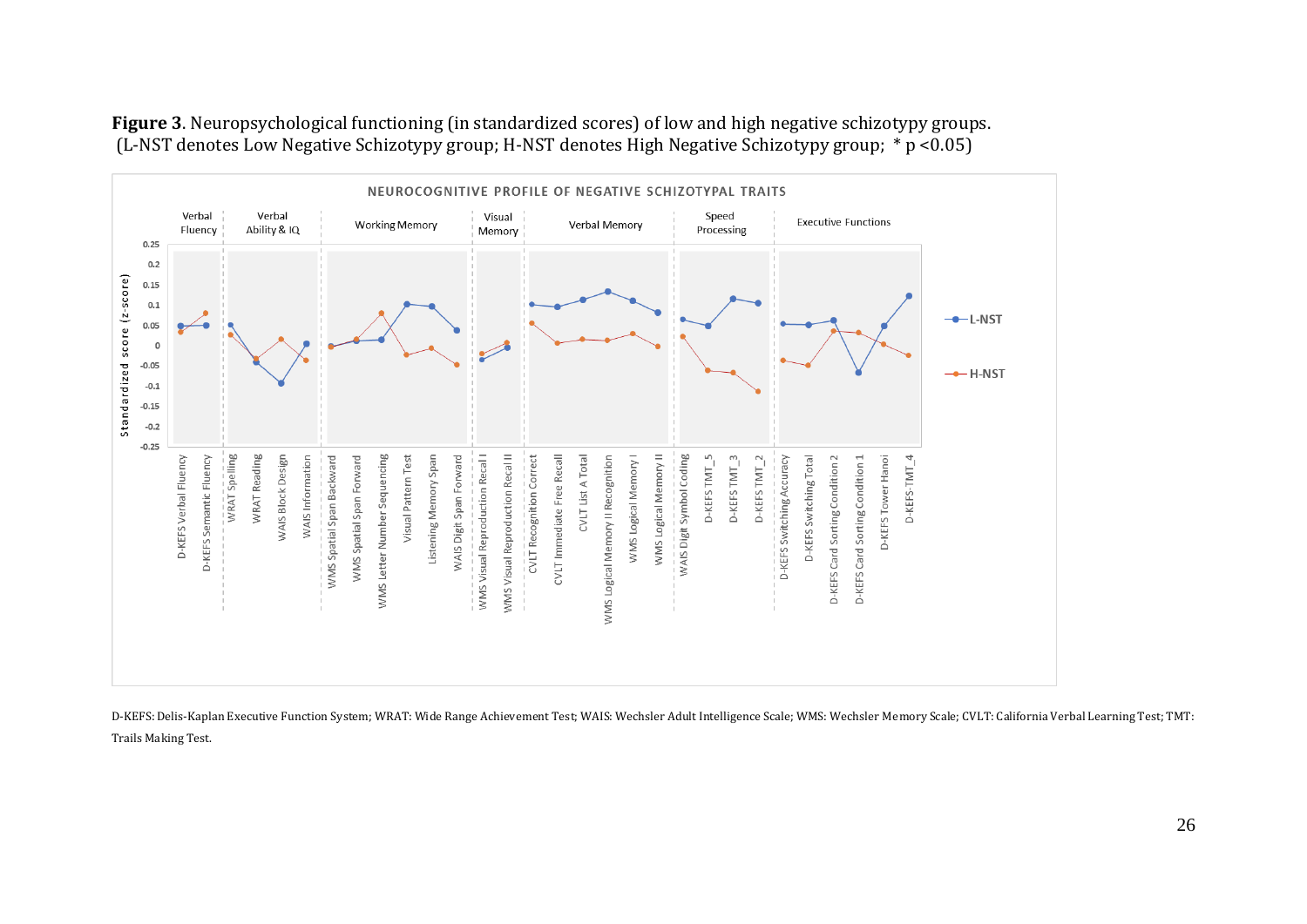**Figure 3**. Neuropsychological functioning (in standardized scores) of low and high negative schizotypy groups. (L-NST denotes Low Negative Schizotypy group; H-NST denotes High Negative Schizotypy group; * p <0.05)

D-KEFS: Delis-Kaplan Executive Function System; WRAT: Wide Range Achievement Test; WAIS: Wechsler Adult Intelligence Scale; WMS: Wechsler Memory Scale; CVLT: California Verbal Learning Test; TMT: Trails Making Test.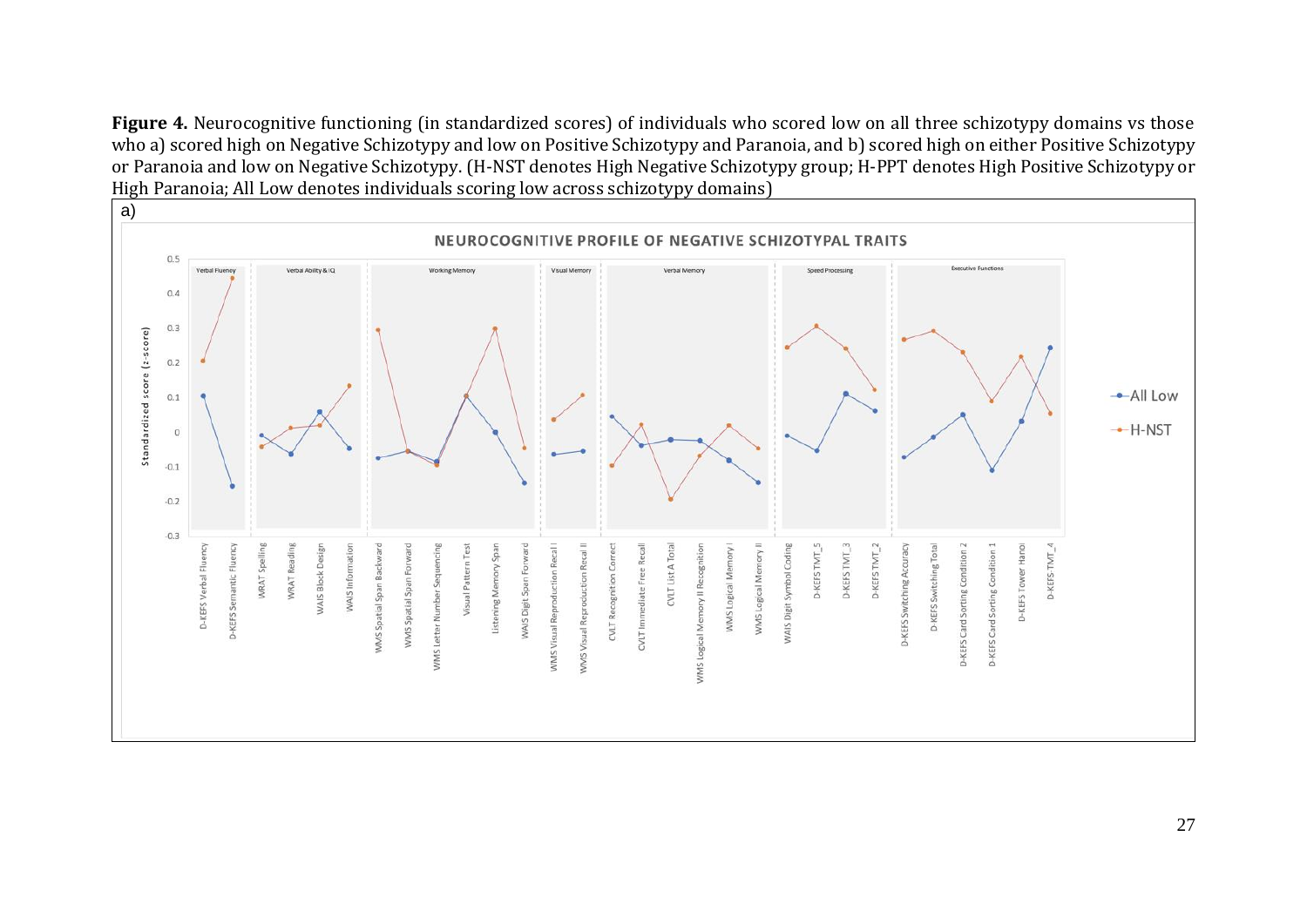**Figure 4.** Neurocognitive functioning (in standardized scores) of individuals who scored low on all three schizotypy domains vs those who a) scored high on Negative Schizotypy and low on Positive Schizotypy and Paranoia, and b) scored high on either Positive Schizotypy or Paranoia and low on Negative Schizotypy. (H-NST denotes High Negative Schizotypy group; H-PPT denotes High Positive Schizotypy or High Paranoia; All Low denotes individuals scoring low across schizotypy domains)

a)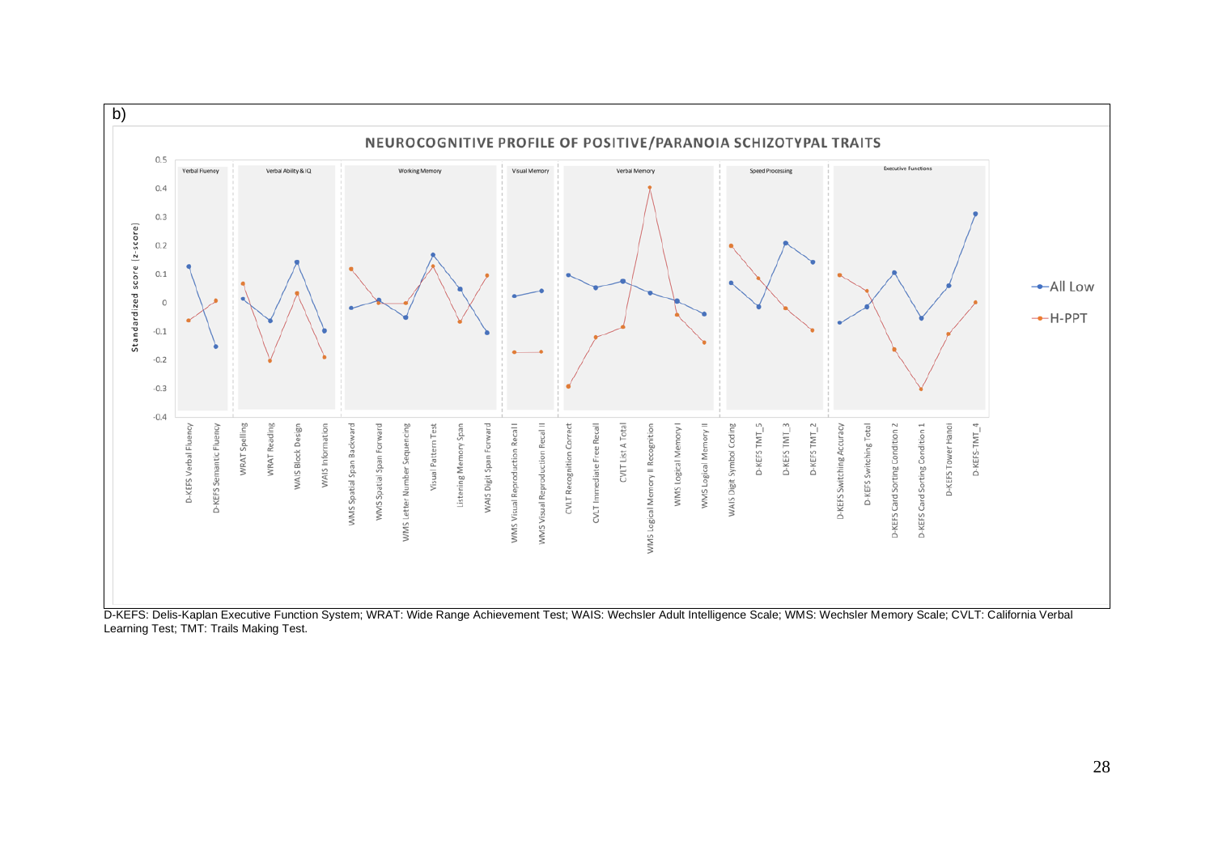b)

NEUROCOGNITIVE PROFILE OF POSITIVE/PARANOIA SCHIZOTYPAL TRAITS

Standardized score (z-score)

0.5
0.4
0.3
0.2
0.1
0
-0.1
-0.2
-0.3
-0.4

Verbal Fluency
Verbal Ability & IQ
Working Memory
Visual Memory
Verbal Memory
Speed Processing
Executive Functions

D-KEFS Verbal Fluency
D-KEFS Semantic Fluency
WRAT Spelling
WRAT Reading
WAIS Block Design
WAIS Information
WMS Spatial Span Backward
WMS Spatial Span Forward
WMS Letter Number Sequencing
Visual Pattern Test
Listening Memory Span
WAIS Digit Span Forward
WMS Visual Reproduction Recall I
WMS Visual Reproduction Recall II
CVLT Recognition Correct
CVLT Immediate Free Recall
CVLT List A Total
WMS Logical Memory II Recognition
WMS Logical Memory I
WMS Logical Memory II
WAIS Digit Symbol Coding
D-KEFS TMT_5
D-KEFS TMT_3
D-KEFS TMT_2
D-KEFS Switching Accuracy
D-KEFS Switching Total
D-KEFS Card Sorting Condition 2
D-KEFS Card Sorting Condition 1
D-KEFS Tower Hanoi
D-KEFS TMT_4

All Low
H-PPT

D-KEFS: Delis-Kaplan Executive Function System; WRAT: Wide Range Achievement Test; WAIS: Wechsler Adult Intelligence Scale; WMS: Wechsler Memory Scale; CVLT: California Verbal Learning Test; TMT: Trails Making Test.